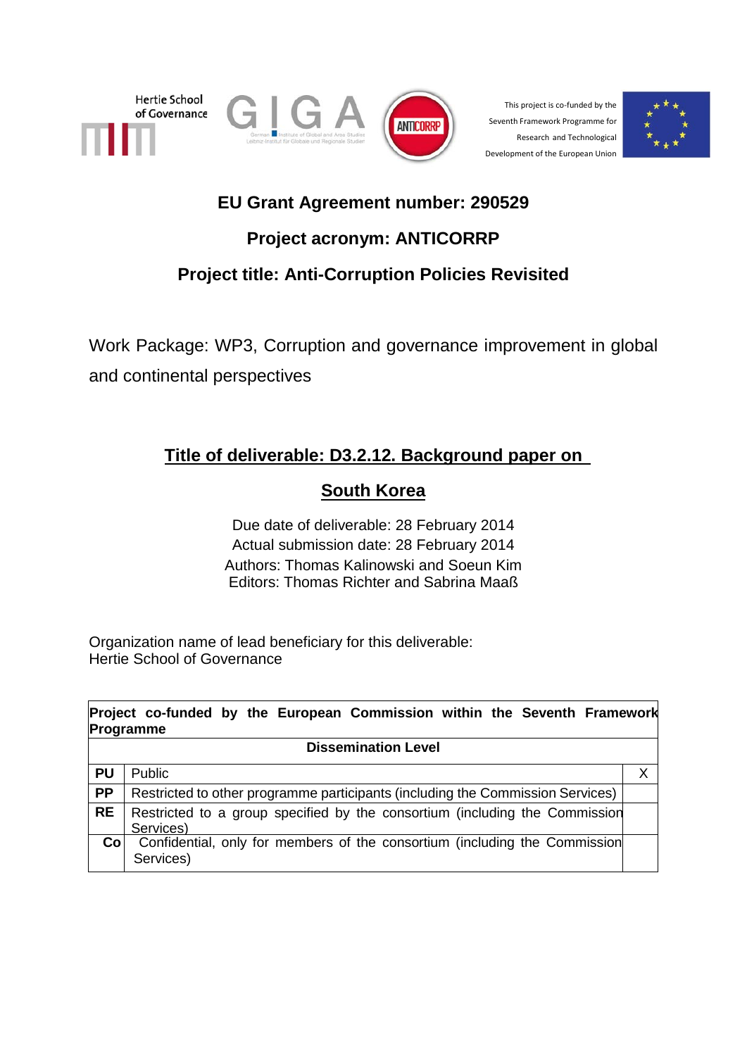Hertie School of Governance

GIGA — German Institute of Global and Area Studies / Leibniz-Institut für Globale und Regionale Studien

ANTICORRP

This project is co-funded by the Seventh Framework Programme for Research and Technological Development of the European Union

**EU Grant Agreement number: 290529**

**Project acronym: ANTICORRP**

**Project title: Anti-Corruption Policies Revisited**

Work Package: WP3, Corruption and governance improvement in global and continental perspectives

# Title of deliverable: D3.2.12. Background paper on South Korea

Due date of deliverable: 28 February 2014
Actual submission date: 28 February 2014
Authors: Thomas Kalinowski and Soeun Kim
Editors: Thomas Richter and Sabrina Maaß

Organization name of lead beneficiary for this deliverable:
Hertie School of Governance

| **Project co-funded by the European Commission within the Seventh Framework Programme** | | |
|---|---|---|
| **Dissemination Level** | | |
| **PU** | Public | X |
| **PP** | Restricted to other programme participants (including the Commission Services) | |
| **RE** | Restricted to a group specified by the consortium (including the Commission Services) | |
| **Co** | Confidential, only for members of the consortium (including the Commission Services) | |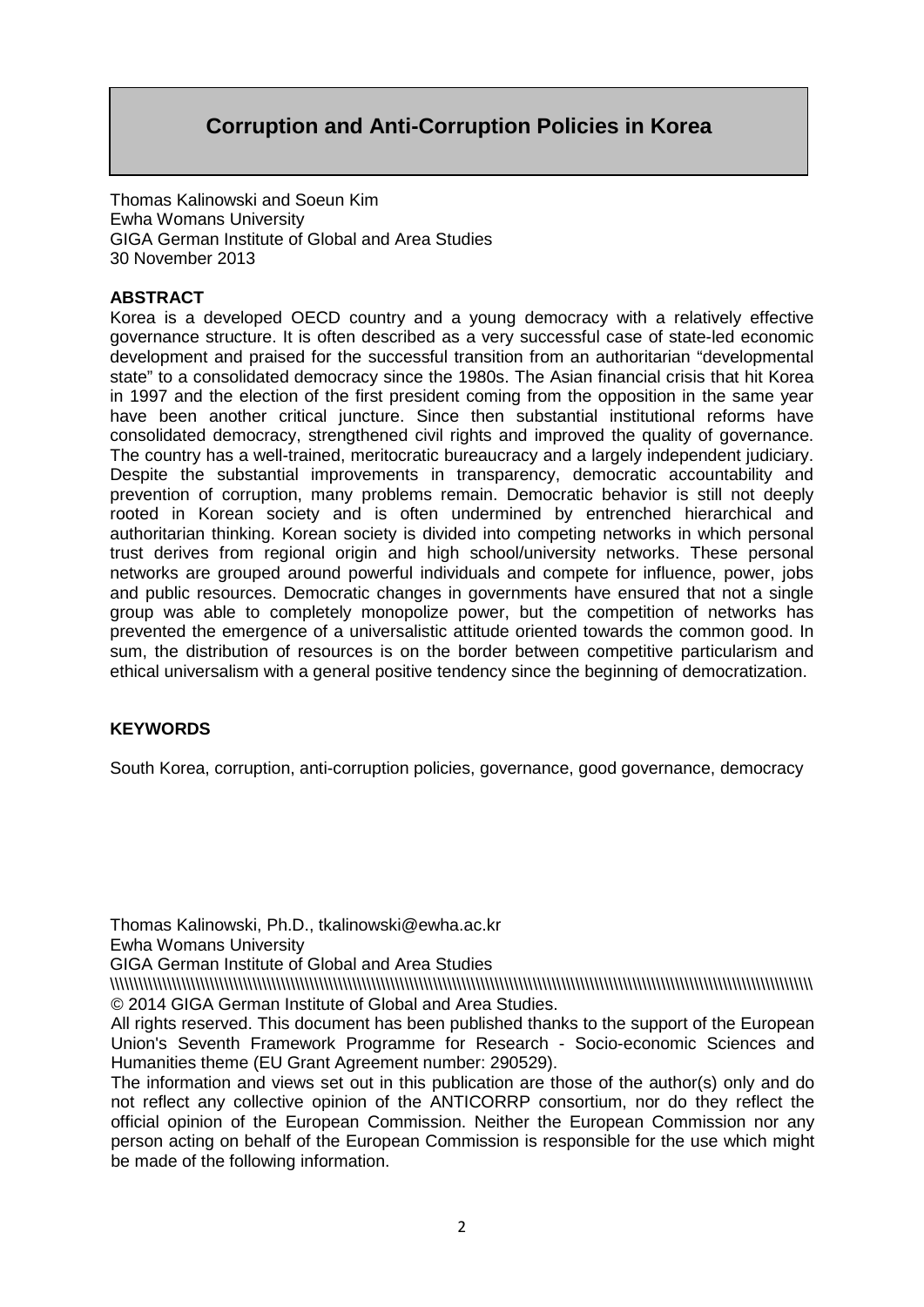# Corruption and Anti-Corruption Policies in Korea

Thomas Kalinowski and Soeun Kim
Ewha Womans University
GIGA German Institute of Global and Area Studies
30 November 2013

**ABSTRACT**

Korea is a developed OECD country and a young democracy with a relatively effective governance structure. It is often described as a very successful case of state-led economic development and praised for the successful transition from an authoritarian "developmental state" to a consolidated democracy since the 1980s. The Asian financial crisis that hit Korea in 1997 and the election of the first president coming from the opposition in the same year have been another critical juncture. Since then substantial institutional reforms have consolidated democracy, strengthened civil rights and improved the quality of governance. The country has a well-trained, meritocratic bureaucracy and a largely independent judiciary. Despite the substantial improvements in transparency, democratic accountability and prevention of corruption, many problems remain. Democratic behavior is still not deeply rooted in Korean society and is often undermined by entrenched hierarchical and authoritarian thinking. Korean society is divided into competing networks in which personal trust derives from regional origin and high school/university networks. These personal networks are grouped around powerful individuals and compete for influence, power, jobs and public resources. Democratic changes in governments have ensured that not a single group was able to completely monopolize power, but the competition of networks has prevented the emergence of a universalistic attitude oriented towards the common good. In sum, the distribution of resources is on the border between competitive particularism and ethical universalism with a general positive tendency since the beginning of democratization.

**KEYWORDS**

South Korea, corruption, anti-corruption policies, governance, good governance, democracy

Thomas Kalinowski, Ph.D., tkalinowski@ewha.ac.kr
Ewha Womans University
GIGA German Institute of Global and Area Studies

© 2014 GIGA German Institute of Global and Area Studies.

All rights reserved. This document has been published thanks to the support of the European Union's Seventh Framework Programme for Research - Socio-economic Sciences and Humanities theme (EU Grant Agreement number: 290529).

The information and views set out in this publication are those of the author(s) only and do not reflect any collective opinion of the ANTICORRP consortium, nor do they reflect the official opinion of the European Commission. Neither the European Commission nor any person acting on behalf of the European Commission is responsible for the use which might be made of the following information.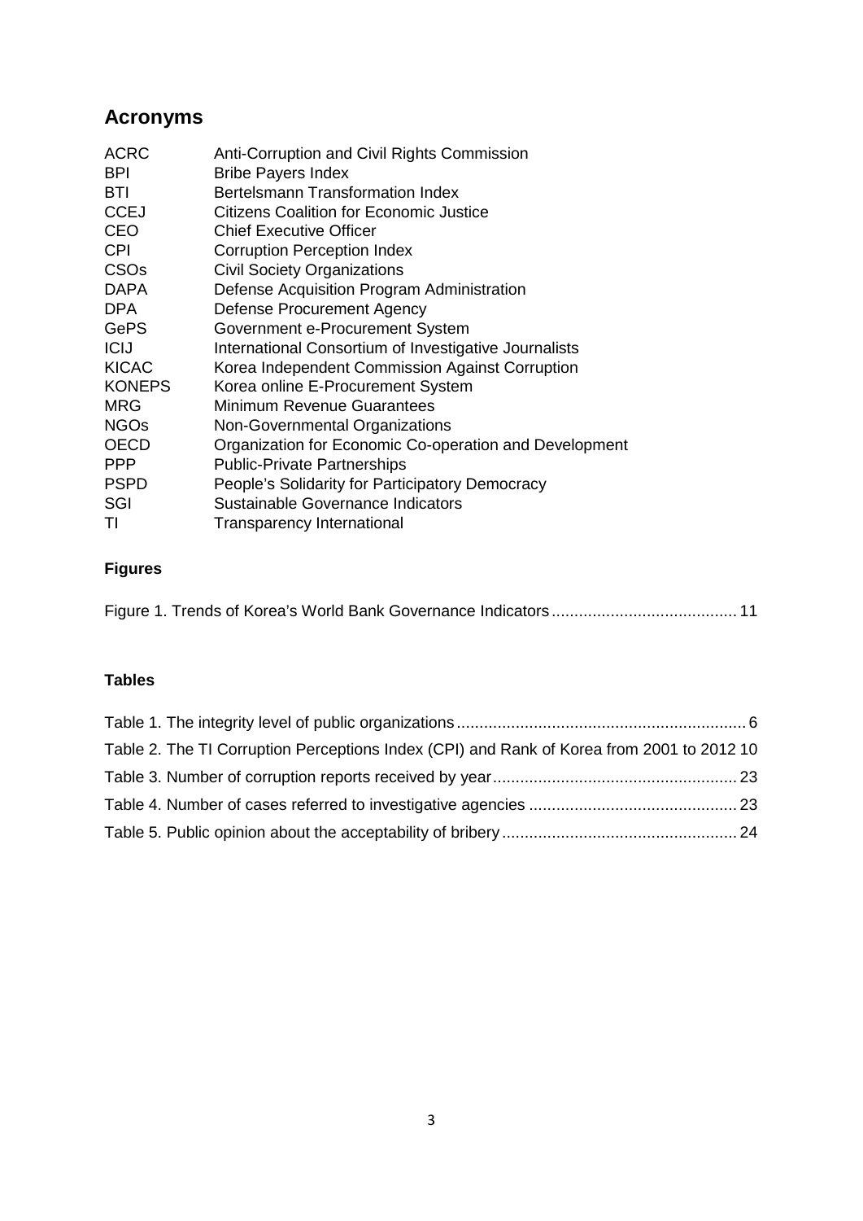## Acronyms

| | |
|---|---|
| ACRC | Anti-Corruption and Civil Rights Commission |
| BPI | Bribe Payers Index |
| BTI | Bertelsmann Transformation Index |
| CCEJ | Citizens Coalition for Economic Justice |
| CEO | Chief Executive Officer |
| CPI | Corruption Perception Index |
| CSOs | Civil Society Organizations |
| DAPA | Defense Acquisition Program Administration |
| DPA | Defense Procurement Agency |
| GePS | Government e-Procurement System |
| ICIJ | International Consortium of Investigative Journalists |
| KICAC | Korea Independent Commission Against Corruption |
| KONEPS | Korea online E-Procurement System |
| MRG | Minimum Revenue Guarantees |
| NGOs | Non-Governmental Organizations |
| OECD | Organization for Economic Co-operation and Development |
| PPP | Public-Private Partnerships |
| PSPD | People's Solidarity for Participatory Democracy |
| SGI | Sustainable Governance Indicators |
| TI | Transparency International |

### Figures

Figure 1. Trends of Korea's World Bank Governance Indicators ........................................ 11

### Tables

Table 1. The integrity level of public organizations ................................................................ 6

Table 2. The TI Corruption Perceptions Index (CPI) and Rank of Korea from 2001 to 2012 10

Table 3. Number of corruption reports received by year ..................................................... 23

Table 4. Number of cases referred to investigative agencies ............................................. 23

Table 5. Public opinion about the acceptability of bribery ................................................... 24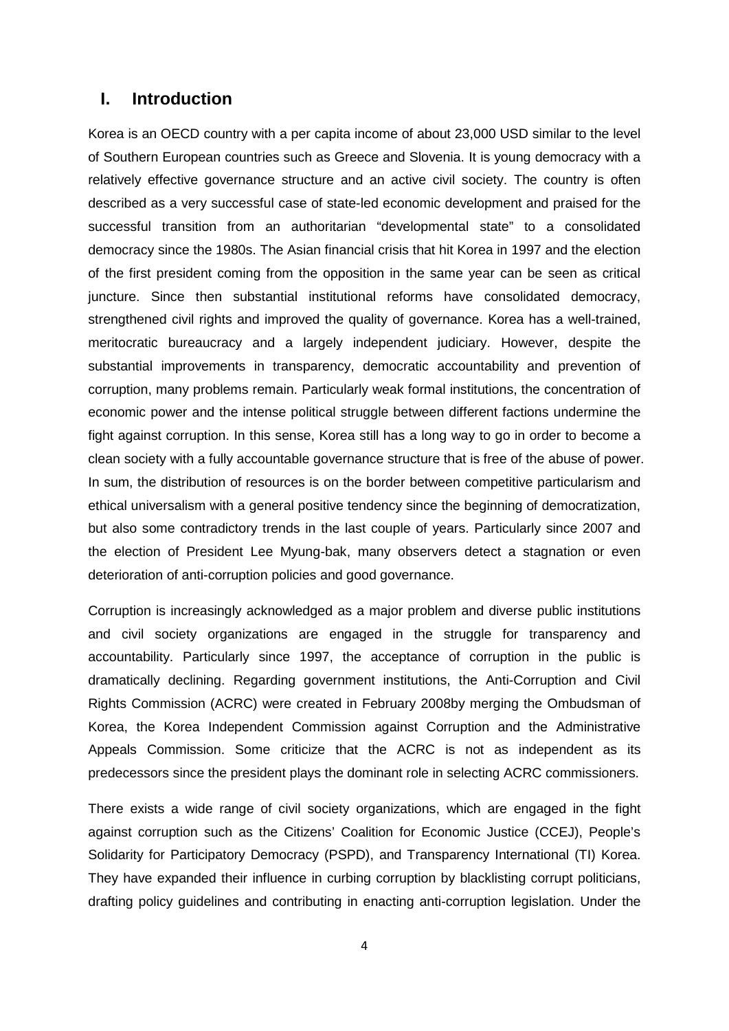# I. Introduction

Korea is an OECD country with a per capita income of about 23,000 USD similar to the level of Southern European countries such as Greece and Slovenia. It is young democracy with a relatively effective governance structure and an active civil society. The country is often described as a very successful case of state-led economic development and praised for the successful transition from an authoritarian "developmental state" to a consolidated democracy since the 1980s. The Asian financial crisis that hit Korea in 1997 and the election of the first president coming from the opposition in the same year can be seen as critical juncture. Since then substantial institutional reforms have consolidated democracy, strengthened civil rights and improved the quality of governance. Korea has a well-trained, meritocratic bureaucracy and a largely independent judiciary. However, despite the substantial improvements in transparency, democratic accountability and prevention of corruption, many problems remain. Particularly weak formal institutions, the concentration of economic power and the intense political struggle between different factions undermine the fight against corruption. In this sense, Korea still has a long way to go in order to become a clean society with a fully accountable governance structure that is free of the abuse of power. In sum, the distribution of resources is on the border between competitive particularism and ethical universalism with a general positive tendency since the beginning of democratization, but also some contradictory trends in the last couple of years. Particularly since 2007 and the election of President Lee Myung-bak, many observers detect a stagnation or even deterioration of anti-corruption policies and good governance.

Corruption is increasingly acknowledged as a major problem and diverse public institutions and civil society organizations are engaged in the struggle for transparency and accountability. Particularly since 1997, the acceptance of corruption in the public is dramatically declining. Regarding government institutions, the Anti-Corruption and Civil Rights Commission (ACRC) were created in February 2008by merging the Ombudsman of Korea, the Korea Independent Commission against Corruption and the Administrative Appeals Commission. Some criticize that the ACRC is not as independent as its predecessors since the president plays the dominant role in selecting ACRC commissioners.

There exists a wide range of civil society organizations, which are engaged in the fight against corruption such as the Citizens' Coalition for Economic Justice (CCEJ), People's Solidarity for Participatory Democracy (PSPD), and Transparency International (TI) Korea. They have expanded their influence in curbing corruption by blacklisting corrupt politicians, drafting policy guidelines and contributing in enacting anti-corruption legislation. Under the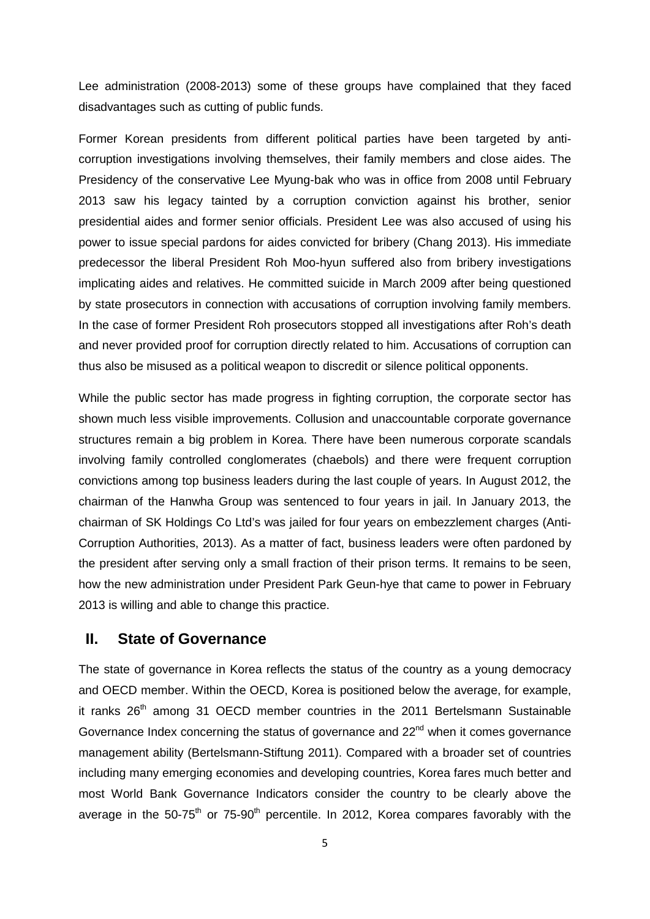Lee administration (2008-2013) some of these groups have complained that they faced disadvantages such as cutting of public funds.

Former Korean presidents from different political parties have been targeted by anti-corruption investigations involving themselves, their family members and close aides. The Presidency of the conservative Lee Myung-bak who was in office from 2008 until February 2013 saw his legacy tainted by a corruption conviction against his brother, senior presidential aides and former senior officials. President Lee was also accused of using his power to issue special pardons for aides convicted for bribery (Chang 2013). His immediate predecessor the liberal President Roh Moo-hyun suffered also from bribery investigations implicating aides and relatives. He committed suicide in March 2009 after being questioned by state prosecutors in connection with accusations of corruption involving family members. In the case of former President Roh prosecutors stopped all investigations after Roh's death and never provided proof for corruption directly related to him. Accusations of corruption can thus also be misused as a political weapon to discredit or silence political opponents.

While the public sector has made progress in fighting corruption, the corporate sector has shown much less visible improvements. Collusion and unaccountable corporate governance structures remain a big problem in Korea. There have been numerous corporate scandals involving family controlled conglomerates (chaebols) and there were frequent corruption convictions among top business leaders during the last couple of years. In August 2012, the chairman of the Hanwha Group was sentenced to four years in jail. In January 2013, the chairman of SK Holdings Co Ltd's was jailed for four years on embezzlement charges (Anti-Corruption Authorities, 2013). As a matter of fact, business leaders were often pardoned by the president after serving only a small fraction of their prison terms. It remains to be seen, how the new administration under President Park Geun-hye that came to power in February 2013 is willing and able to change this practice.

## II. State of Governance

The state of governance in Korea reflects the status of the country as a young democracy and OECD member. Within the OECD, Korea is positioned below the average, for example, it ranks 26th among 31 OECD member countries in the 2011 Bertelsmann Sustainable Governance Index concerning the status of governance and 22nd when it comes governance management ability (Bertelsmann-Stiftung 2011). Compared with a broader set of countries including many emerging economies and developing countries, Korea fares much better and most World Bank Governance Indicators consider the country to be clearly above the average in the 50-75th or 75-90th percentile. In 2012, Korea compares favorably with the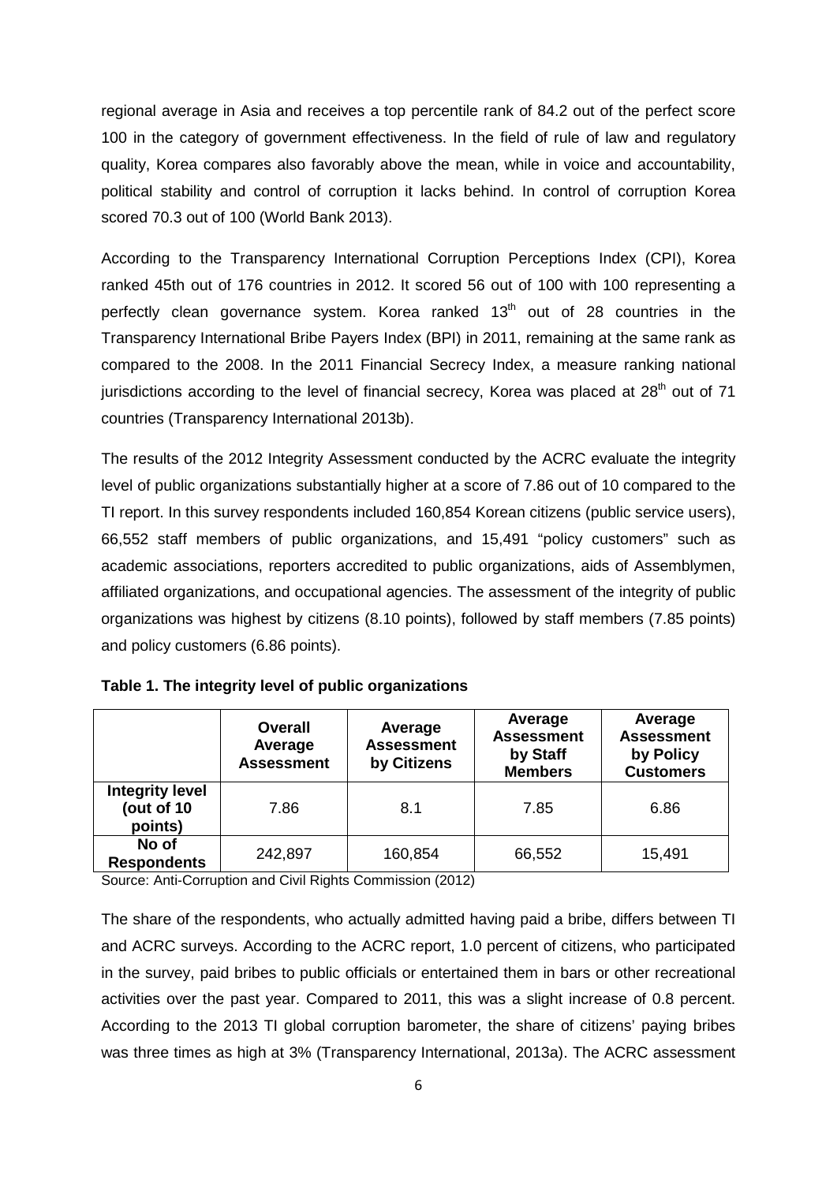regional average in Asia and receives a top percentile rank of 84.2 out of the perfect score 100 in the category of government effectiveness. In the field of rule of law and regulatory quality, Korea compares also favorably above the mean, while in voice and accountability, political stability and control of corruption it lacks behind. In control of corruption Korea scored 70.3 out of 100 (World Bank 2013).

According to the Transparency International Corruption Perceptions Index (CPI), Korea ranked 45th out of 176 countries in 2012. It scored 56 out of 100 with 100 representing a perfectly clean governance system. Korea ranked 13th out of 28 countries in the Transparency International Bribe Payers Index (BPI) in 2011, remaining at the same rank as compared to the 2008. In the 2011 Financial Secrecy Index, a measure ranking national jurisdictions according to the level of financial secrecy, Korea was placed at 28th out of 71 countries (Transparency International 2013b).

The results of the 2012 Integrity Assessment conducted by the ACRC evaluate the integrity level of public organizations substantially higher at a score of 7.86 out of 10 compared to the TI report. In this survey respondents included 160,854 Korean citizens (public service users), 66,552 staff members of public organizations, and 15,491 "policy customers" such as academic associations, reporters accredited to public organizations, aids of Assemblymen, affiliated organizations, and occupational agencies. The assessment of the integrity of public organizations was highest by citizens (8.10 points), followed by staff members (7.85 points) and policy customers (6.86 points).

**Table 1. The integrity level of public organizations**

| | Overall Average Assessment | Average Assessment by Citizens | Average Assessment by Staff Members | Average Assessment by Policy Customers |
|---|---|---|---|---|
| **Integrity level (out of 10 points)** | 7.86 | 8.1 | 7.85 | 6.86 |
| **No of Respondents** | 242,897 | 160,854 | 66,552 | 15,491 |

Source: Anti-Corruption and Civil Rights Commission (2012)

The share of the respondents, who actually admitted having paid a bribe, differs between TI and ACRC surveys. According to the ACRC report, 1.0 percent of citizens, who participated in the survey, paid bribes to public officials or entertained them in bars or other recreational activities over the past year. Compared to 2011, this was a slight increase of 0.8 percent. According to the 2013 TI global corruption barometer, the share of citizens' paying bribes was three times as high at 3% (Transparency International, 2013a). The ACRC assessment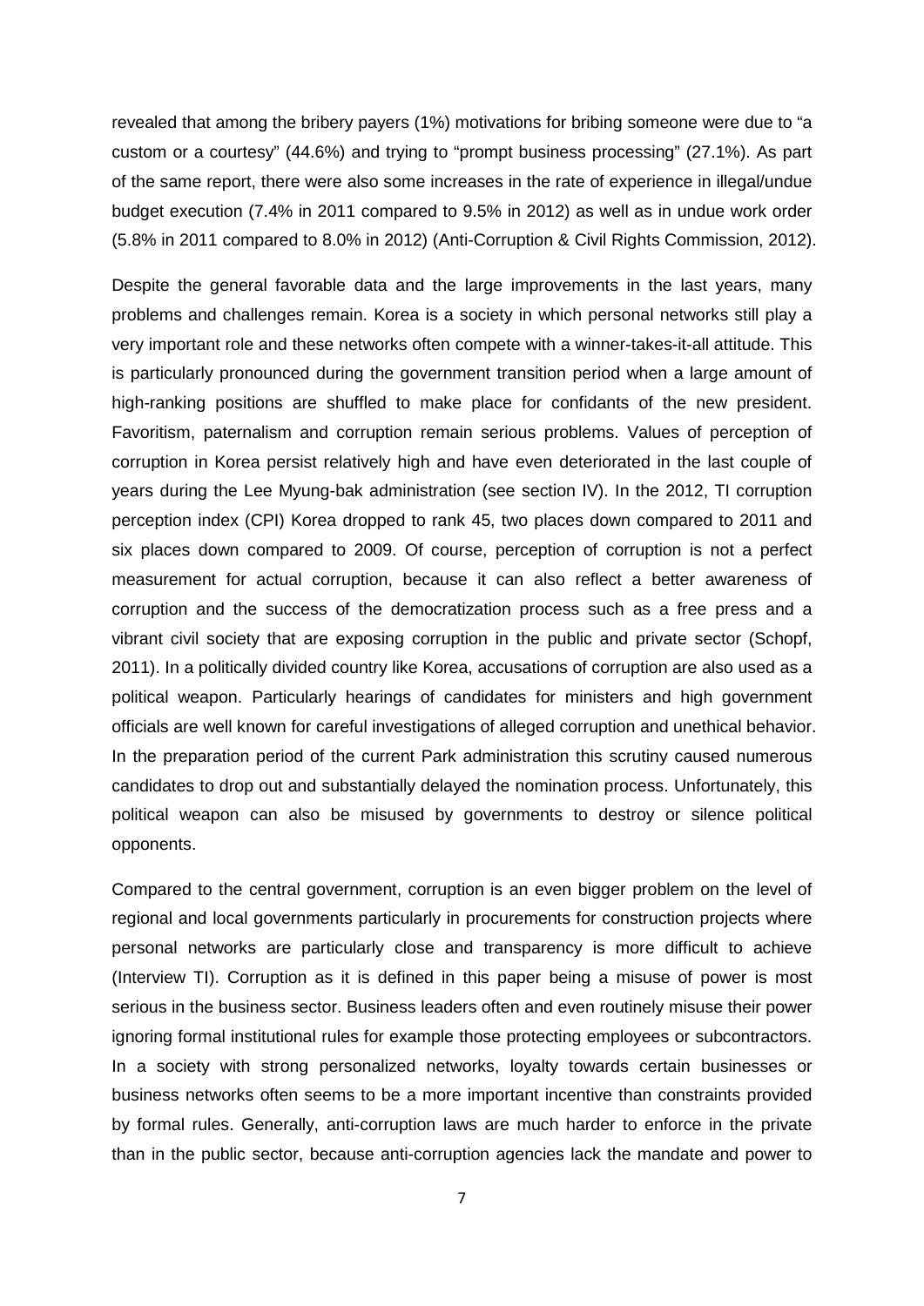revealed that among the bribery payers (1%) motivations for bribing someone were due to "a custom or a courtesy" (44.6%) and trying to "prompt business processing" (27.1%). As part of the same report, there were also some increases in the rate of experience in illegal/undue budget execution (7.4% in 2011 compared to 9.5% in 2012) as well as in undue work order (5.8% in 2011 compared to 8.0% in 2012) (Anti-Corruption & Civil Rights Commission, 2012).

Despite the general favorable data and the large improvements in the last years, many problems and challenges remain. Korea is a society in which personal networks still play a very important role and these networks often compete with a winner-takes-it-all attitude. This is particularly pronounced during the government transition period when a large amount of high-ranking positions are shuffled to make place for confidants of the new president. Favoritism, paternalism and corruption remain serious problems. Values of perception of corruption in Korea persist relatively high and have even deteriorated in the last couple of years during the Lee Myung-bak administration (see section IV). In the 2012, TI corruption perception index (CPI) Korea dropped to rank 45, two places down compared to 2011 and six places down compared to 2009. Of course, perception of corruption is not a perfect measurement for actual corruption, because it can also reflect a better awareness of corruption and the success of the democratization process such as a free press and a vibrant civil society that are exposing corruption in the public and private sector (Schopf, 2011). In a politically divided country like Korea, accusations of corruption are also used as a political weapon. Particularly hearings of candidates for ministers and high government officials are well known for careful investigations of alleged corruption and unethical behavior. In the preparation period of the current Park administration this scrutiny caused numerous candidates to drop out and substantially delayed the nomination process. Unfortunately, this political weapon can also be misused by governments to destroy or silence political opponents.

Compared to the central government, corruption is an even bigger problem on the level of regional and local governments particularly in procurements for construction projects where personal networks are particularly close and transparency is more difficult to achieve (Interview TI). Corruption as it is defined in this paper being a misuse of power is most serious in the business sector. Business leaders often and even routinely misuse their power ignoring formal institutional rules for example those protecting employees or subcontractors. In a society with strong personalized networks, loyalty towards certain businesses or business networks often seems to be a more important incentive than constraints provided by formal rules. Generally, anti-corruption laws are much harder to enforce in the private than in the public sector, because anti-corruption agencies lack the mandate and power to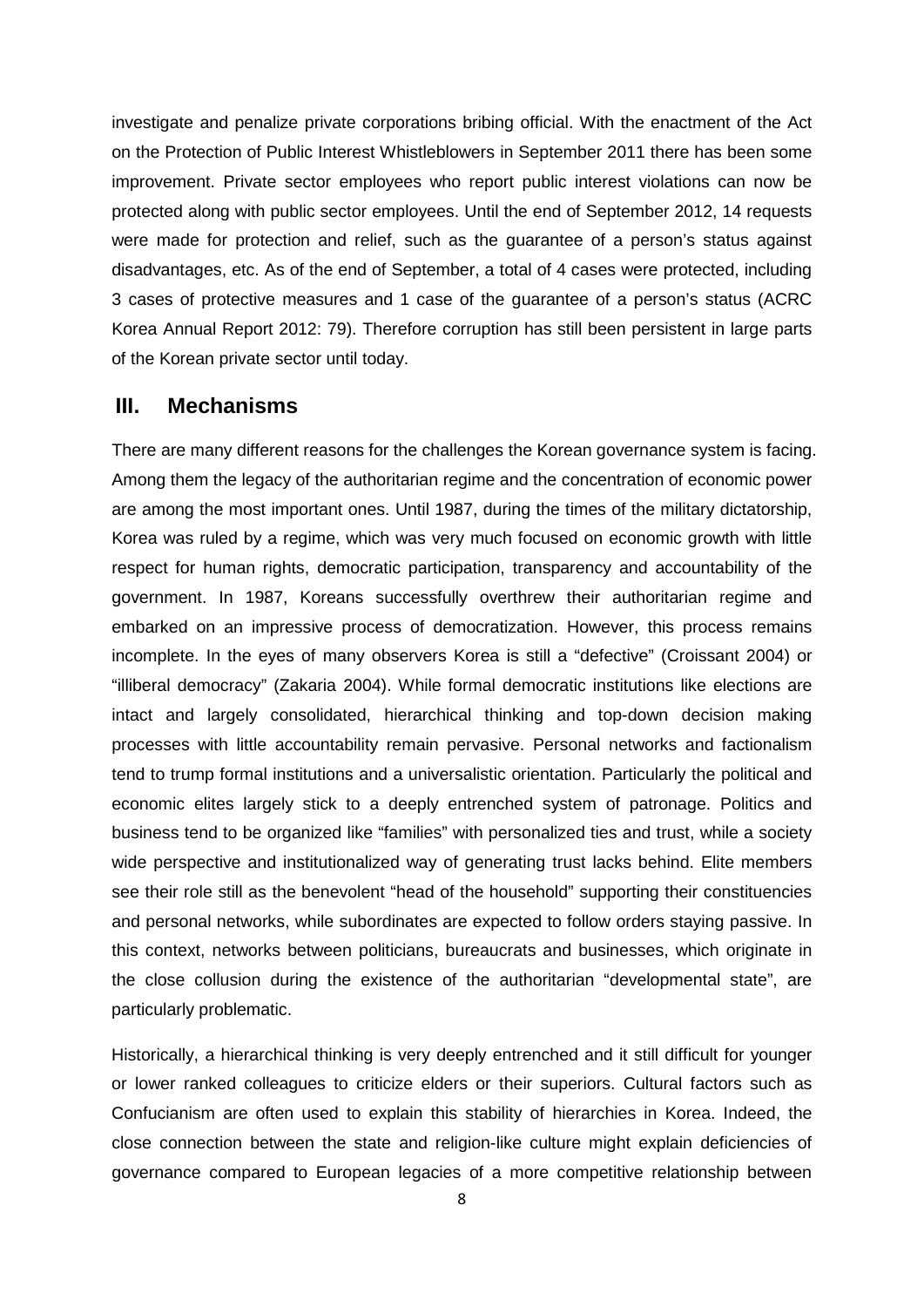investigate and penalize private corporations bribing official. With the enactment of the Act on the Protection of Public Interest Whistleblowers in September 2011 there has been some improvement. Private sector employees who report public interest violations can now be protected along with public sector employees. Until the end of September 2012, 14 requests were made for protection and relief, such as the guarantee of a person's status against disadvantages, etc. As of the end of September, a total of 4 cases were protected, including 3 cases of protective measures and 1 case of the guarantee of a person's status (ACRC Korea Annual Report 2012: 79). Therefore corruption has still been persistent in large parts of the Korean private sector until today.

## III. Mechanisms

There are many different reasons for the challenges the Korean governance system is facing. Among them the legacy of the authoritarian regime and the concentration of economic power are among the most important ones. Until 1987, during the times of the military dictatorship, Korea was ruled by a regime, which was very much focused on economic growth with little respect for human rights, democratic participation, transparency and accountability of the government. In 1987, Koreans successfully overthrew their authoritarian regime and embarked on an impressive process of democratization. However, this process remains incomplete. In the eyes of many observers Korea is still a "defective" (Croissant 2004) or "illiberal democracy" (Zakaria 2004). While formal democratic institutions like elections are intact and largely consolidated, hierarchical thinking and top-down decision making processes with little accountability remain pervasive. Personal networks and factionalism tend to trump formal institutions and a universalistic orientation. Particularly the political and economic elites largely stick to a deeply entrenched system of patronage. Politics and business tend to be organized like "families" with personalized ties and trust, while a society wide perspective and institutionalized way of generating trust lacks behind. Elite members see their role still as the benevolent "head of the household" supporting their constituencies and personal networks, while subordinates are expected to follow orders staying passive. In this context, networks between politicians, bureaucrats and businesses, which originate in the close collusion during the existence of the authoritarian "developmental state", are particularly problematic.

Historically, a hierarchical thinking is very deeply entrenched and it still difficult for younger or lower ranked colleagues to criticize elders or their superiors. Cultural factors such as Confucianism are often used to explain this stability of hierarchies in Korea. Indeed, the close connection between the state and religion-like culture might explain deficiencies of governance compared to European legacies of a more competitive relationship between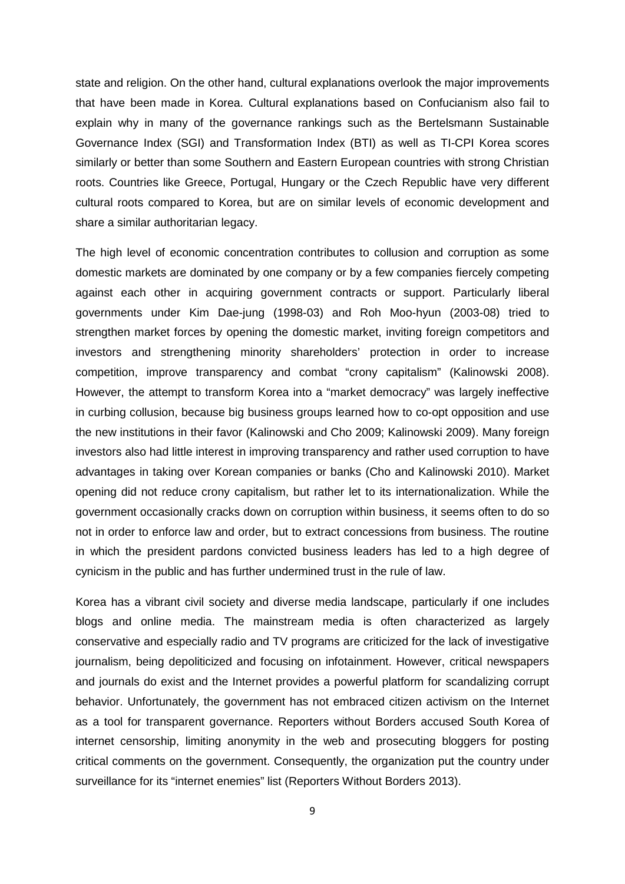state and religion. On the other hand, cultural explanations overlook the major improvements that have been made in Korea. Cultural explanations based on Confucianism also fail to explain why in many of the governance rankings such as the Bertelsmann Sustainable Governance Index (SGI) and Transformation Index (BTI) as well as TI-CPI Korea scores similarly or better than some Southern and Eastern European countries with strong Christian roots. Countries like Greece, Portugal, Hungary or the Czech Republic have very different cultural roots compared to Korea, but are on similar levels of economic development and share a similar authoritarian legacy.

The high level of economic concentration contributes to collusion and corruption as some domestic markets are dominated by one company or by a few companies fiercely competing against each other in acquiring government contracts or support. Particularly liberal governments under Kim Dae-jung (1998-03) and Roh Moo-hyun (2003-08) tried to strengthen market forces by opening the domestic market, inviting foreign competitors and investors and strengthening minority shareholders' protection in order to increase competition, improve transparency and combat "crony capitalism" (Kalinowski 2008). However, the attempt to transform Korea into a "market democracy" was largely ineffective in curbing collusion, because big business groups learned how to co-opt opposition and use the new institutions in their favor (Kalinowski and Cho 2009; Kalinowski 2009). Many foreign investors also had little interest in improving transparency and rather used corruption to have advantages in taking over Korean companies or banks (Cho and Kalinowski 2010). Market opening did not reduce crony capitalism, but rather let to its internationalization. While the government occasionally cracks down on corruption within business, it seems often to do so not in order to enforce law and order, but to extract concessions from business. The routine in which the president pardons convicted business leaders has led to a high degree of cynicism in the public and has further undermined trust in the rule of law.

Korea has a vibrant civil society and diverse media landscape, particularly if one includes blogs and online media. The mainstream media is often characterized as largely conservative and especially radio and TV programs are criticized for the lack of investigative journalism, being depoliticized and focusing on infotainment. However, critical newspapers and journals do exist and the Internet provides a powerful platform for scandalizing corrupt behavior. Unfortunately, the government has not embraced citizen activism on the Internet as a tool for transparent governance. Reporters without Borders accused South Korea of internet censorship, limiting anonymity in the web and prosecuting bloggers for posting critical comments on the government. Consequently, the organization put the country under surveillance for its "internet enemies" list (Reporters Without Borders 2013).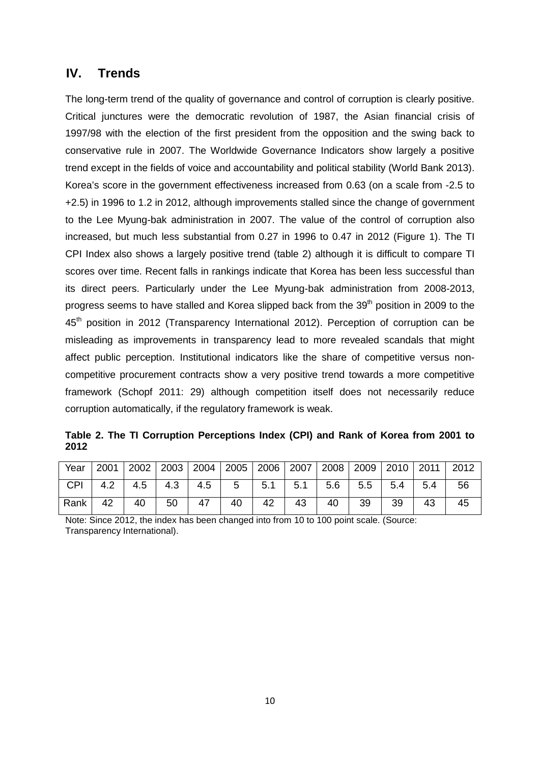## IV. Trends

The long-term trend of the quality of governance and control of corruption is clearly positive. Critical junctures were the democratic revolution of 1987, the Asian financial crisis of 1997/98 with the election of the first president from the opposition and the swing back to conservative rule in 2007. The Worldwide Governance Indicators show largely a positive trend except in the fields of voice and accountability and political stability (World Bank 2013). Korea's score in the government effectiveness increased from 0.63 (on a scale from -2.5 to +2.5) in 1996 to 1.2 in 2012, although improvements stalled since the change of government to the Lee Myung-bak administration in 2007. The value of the control of corruption also increased, but much less substantial from 0.27 in 1996 to 0.47 in 2012 (Figure 1). The TI CPI Index also shows a largely positive trend (table 2) although it is difficult to compare TI scores over time. Recent falls in rankings indicate that Korea has been less successful than its direct peers. Particularly under the Lee Myung-bak administration from 2008-2013, progress seems to have stalled and Korea slipped back from the 39th position in 2009 to the 45th position in 2012 (Transparency International 2012). Perception of corruption can be misleading as improvements in transparency lead to more revealed scandals that might affect public perception. Institutional indicators like the share of competitive versus non-competitive procurement contracts show a very positive trend towards a more competitive framework (Schopf 2011: 29) although competition itself does not necessarily reduce corruption automatically, if the regulatory framework is weak.

**Table 2. The TI Corruption Perceptions Index (CPI) and Rank of Korea from 2001 to 2012**

| Year | 2001 | 2002 | 2003 | 2004 | 2005 | 2006 | 2007 | 2008 | 2009 | 2010 | 2011 | 2012 |
|---|---|---|---|---|---|---|---|---|---|---|---|---|
| CPI | 4.2 | 4.5 | 4.3 | 4.5 | 5 | 5.1 | 5.1 | 5.6 | 5.5 | 5.4 | 5.4 | 56 |
| Rank | 42 | 40 | 50 | 47 | 40 | 42 | 43 | 40 | 39 | 39 | 43 | 45 |

Note: Since 2012, the index has been changed into from 10 to 100 point scale. (Source: Transparency International).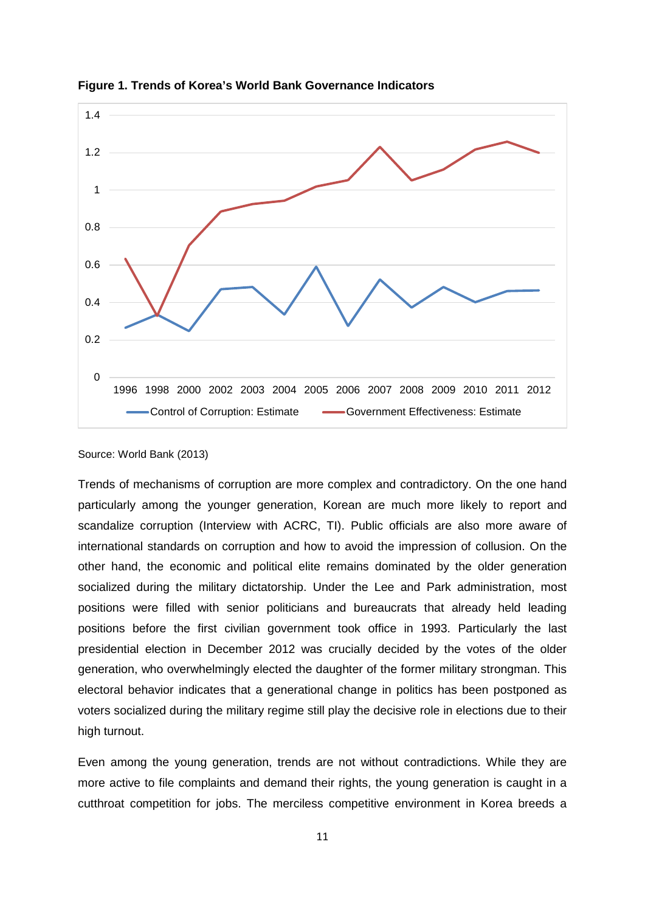**Figure 1. Trends of Korea's World Bank Governance Indicators**

Source: World Bank (2013)

Trends of mechanisms of corruption are more complex and contradictory. On the one hand particularly among the younger generation, Korean are much more likely to report and scandalize corruption (Interview with ACRC, TI). Public officials are also more aware of international standards on corruption and how to avoid the impression of collusion. On the other hand, the economic and political elite remains dominated by the older generation socialized during the military dictatorship. Under the Lee and Park administration, most positions were filled with senior politicians and bureaucrats that already held leading positions before the first civilian government took office in 1993. Particularly the last presidential election in December 2012 was crucially decided by the votes of the older generation, who overwhelmingly elected the daughter of the former military strongman. This electoral behavior indicates that a generational change in politics has been postponed as voters socialized during the military regime still play the decisive role in elections due to their high turnout.

Even among the young generation, trends are not without contradictions. While they are more active to file complaints and demand their rights, the young generation is caught in a cutthroat competition for jobs. The merciless competitive environment in Korea breeds a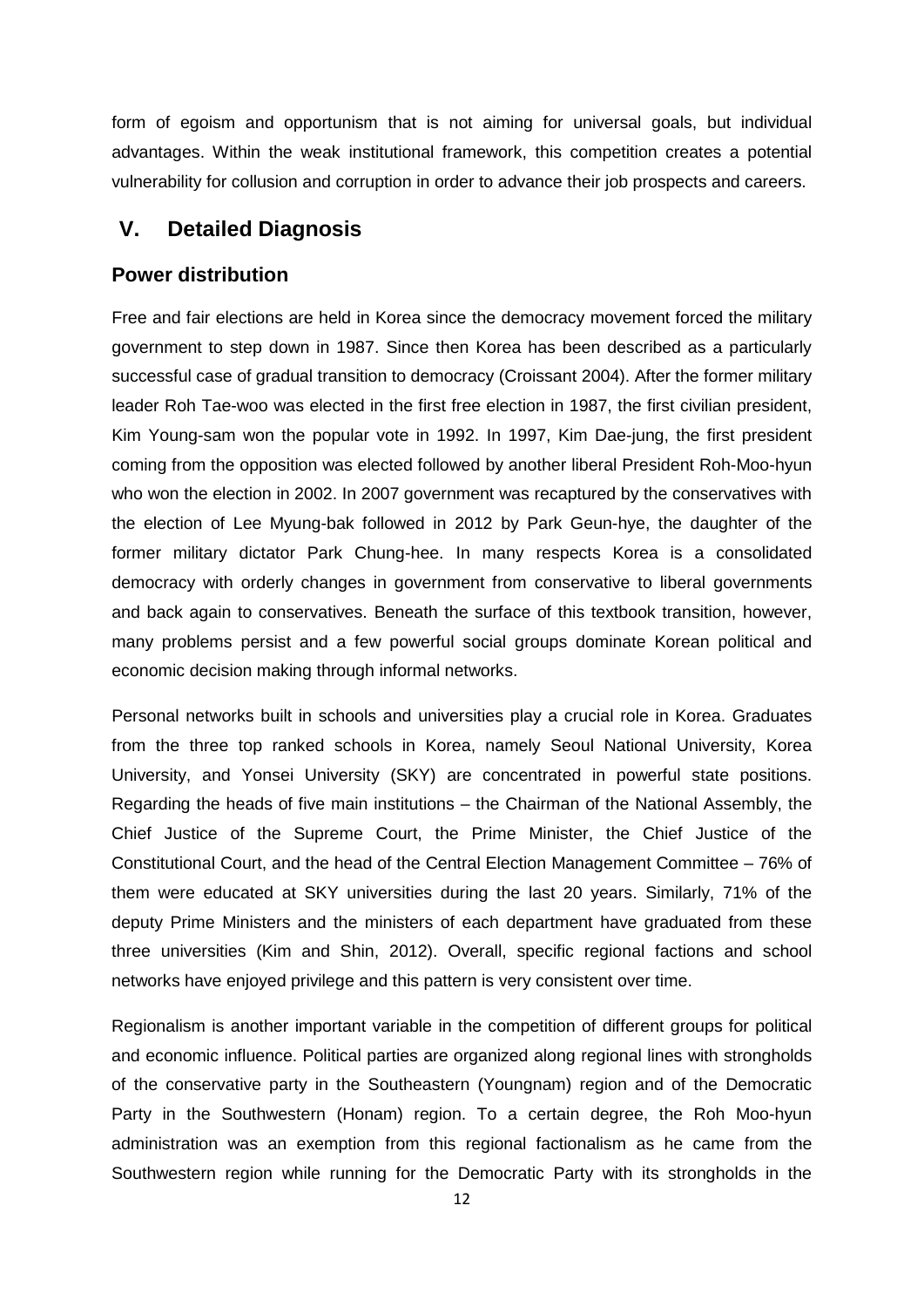form of egoism and opportunism that is not aiming for universal goals, but individual advantages. Within the weak institutional framework, this competition creates a potential vulnerability for collusion and corruption in order to advance their job prospects and careers.

## V. Detailed Diagnosis

### Power distribution

Free and fair elections are held in Korea since the democracy movement forced the military government to step down in 1987. Since then Korea has been described as a particularly successful case of gradual transition to democracy (Croissant 2004). After the former military leader Roh Tae-woo was elected in the first free election in 1987, the first civilian president, Kim Young-sam won the popular vote in 1992. In 1997, Kim Dae-jung, the first president coming from the opposition was elected followed by another liberal President Roh-Moo-hyun who won the election in 2002. In 2007 government was recaptured by the conservatives with the election of Lee Myung-bak followed in 2012 by Park Geun-hye, the daughter of the former military dictator Park Chung-hee. In many respects Korea is a consolidated democracy with orderly changes in government from conservative to liberal governments and back again to conservatives. Beneath the surface of this textbook transition, however, many problems persist and a few powerful social groups dominate Korean political and economic decision making through informal networks.

Personal networks built in schools and universities play a crucial role in Korea. Graduates from the three top ranked schools in Korea, namely Seoul National University, Korea University, and Yonsei University (SKY) are concentrated in powerful state positions. Regarding the heads of five main institutions – the Chairman of the National Assembly, the Chief Justice of the Supreme Court, the Prime Minister, the Chief Justice of the Constitutional Court, and the head of the Central Election Management Committee – 76% of them were educated at SKY universities during the last 20 years. Similarly, 71% of the deputy Prime Ministers and the ministers of each department have graduated from these three universities (Kim and Shin, 2012). Overall, specific regional factions and school networks have enjoyed privilege and this pattern is very consistent over time.

Regionalism is another important variable in the competition of different groups for political and economic influence. Political parties are organized along regional lines with strongholds of the conservative party in the Southeastern (Youngnam) region and of the Democratic Party in the Southwestern (Honam) region. To a certain degree, the Roh Moo-hyun administration was an exemption from this regional factionalism as he came from the Southwestern region while running for the Democratic Party with its strongholds in the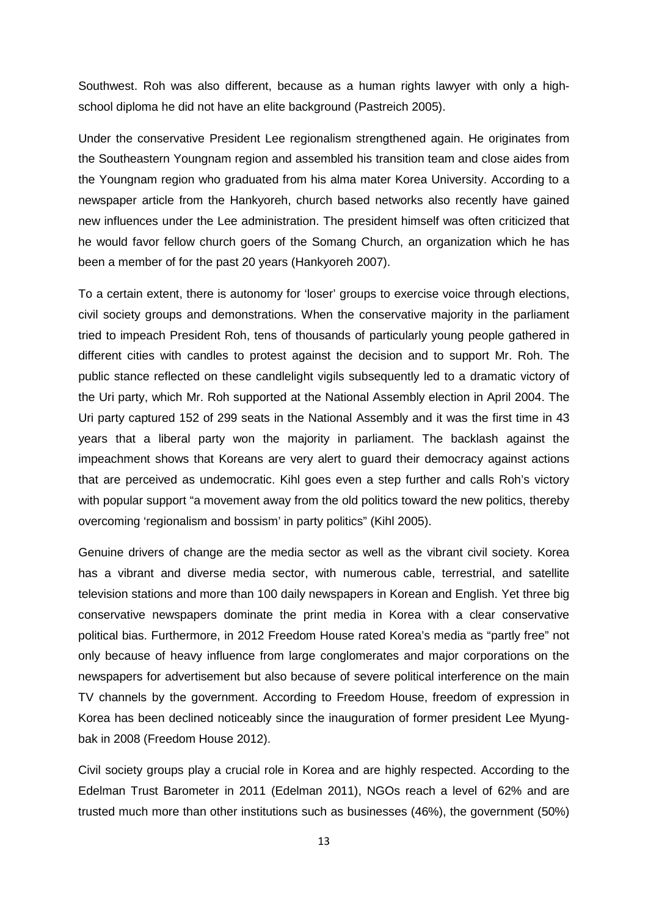Southwest. Roh was also different, because as a human rights lawyer with only a high-school diploma he did not have an elite background (Pastreich 2005).

Under the conservative President Lee regionalism strengthened again. He originates from the Southeastern Youngnam region and assembled his transition team and close aides from the Youngnam region who graduated from his alma mater Korea University. According to a newspaper article from the Hankyoreh, church based networks also recently have gained new influences under the Lee administration. The president himself was often criticized that he would favor fellow church goers of the Somang Church, an organization which he has been a member of for the past 20 years (Hankyoreh 2007).

To a certain extent, there is autonomy for 'loser' groups to exercise voice through elections, civil society groups and demonstrations. When the conservative majority in the parliament tried to impeach President Roh, tens of thousands of particularly young people gathered in different cities with candles to protest against the decision and to support Mr. Roh. The public stance reflected on these candlelight vigils subsequently led to a dramatic victory of the Uri party, which Mr. Roh supported at the National Assembly election in April 2004. The Uri party captured 152 of 299 seats in the National Assembly and it was the first time in 43 years that a liberal party won the majority in parliament. The backlash against the impeachment shows that Koreans are very alert to guard their democracy against actions that are perceived as undemocratic. Kihl goes even a step further and calls Roh's victory with popular support "a movement away from the old politics toward the new politics, thereby overcoming 'regionalism and bossism' in party politics" (Kihl 2005).

Genuine drivers of change are the media sector as well as the vibrant civil society. Korea has a vibrant and diverse media sector, with numerous cable, terrestrial, and satellite television stations and more than 100 daily newspapers in Korean and English. Yet three big conservative newspapers dominate the print media in Korea with a clear conservative political bias. Furthermore, in 2012 Freedom House rated Korea's media as "partly free" not only because of heavy influence from large conglomerates and major corporations on the newspapers for advertisement but also because of severe political interference on the main TV channels by the government. According to Freedom House, freedom of expression in Korea has been declined noticeably since the inauguration of former president Lee Myung-bak in 2008 (Freedom House 2012).

Civil society groups play a crucial role in Korea and are highly respected. According to the Edelman Trust Barometer in 2011 (Edelman 2011), NGOs reach a level of 62% and are trusted much more than other institutions such as businesses (46%), the government (50%)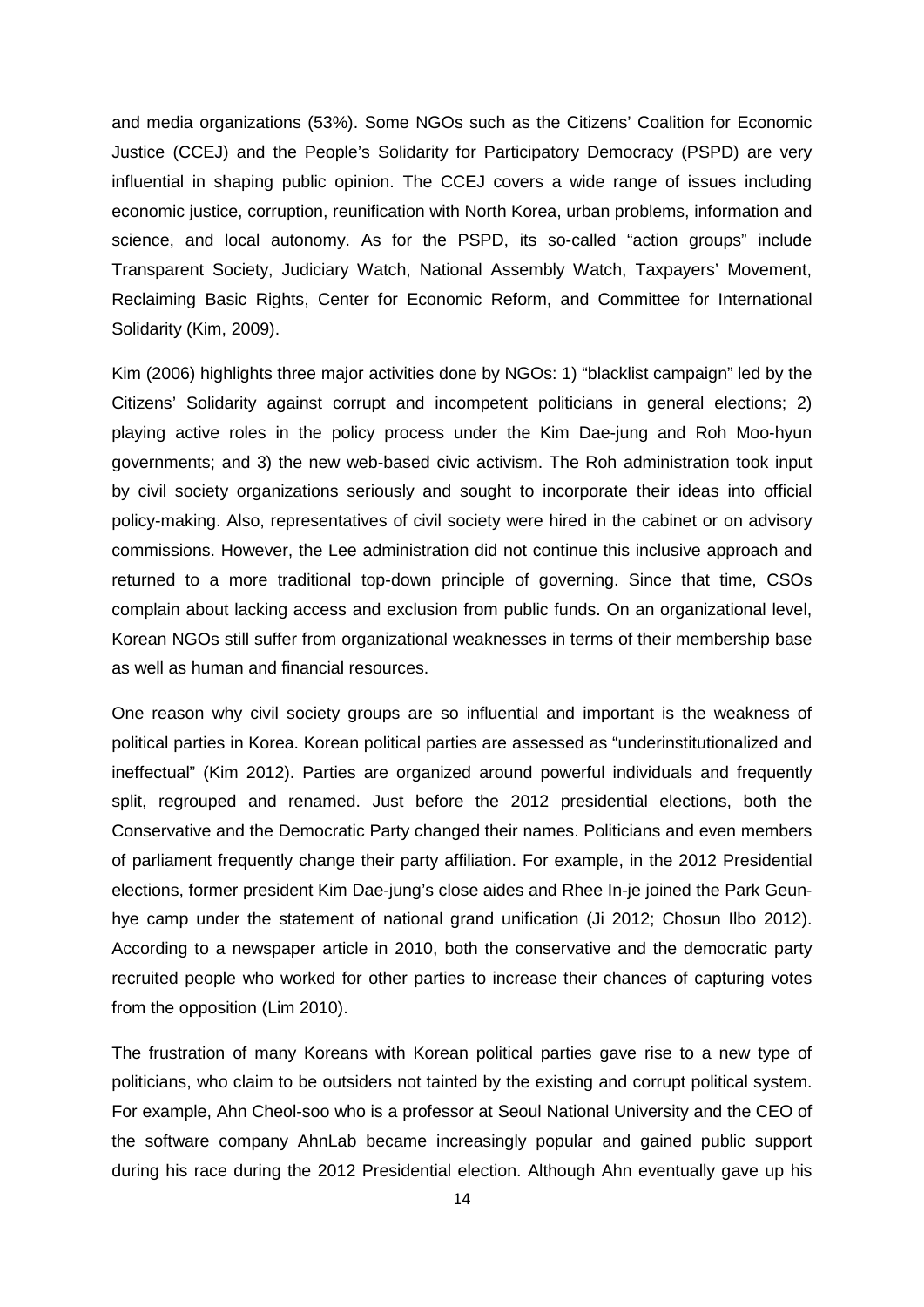and media organizations (53%). Some NGOs such as the Citizens' Coalition for Economic Justice (CCEJ) and the People's Solidarity for Participatory Democracy (PSPD) are very influential in shaping public opinion. The CCEJ covers a wide range of issues including economic justice, corruption, reunification with North Korea, urban problems, information and science, and local autonomy. As for the PSPD, its so-called "action groups" include Transparent Society, Judiciary Watch, National Assembly Watch, Taxpayers' Movement, Reclaiming Basic Rights, Center for Economic Reform, and Committee for International Solidarity (Kim, 2009).

Kim (2006) highlights three major activities done by NGOs: 1) "blacklist campaign" led by the Citizens' Solidarity against corrupt and incompetent politicians in general elections; 2) playing active roles in the policy process under the Kim Dae-jung and Roh Moo-hyun governments; and 3) the new web-based civic activism. The Roh administration took input by civil society organizations seriously and sought to incorporate their ideas into official policy-making. Also, representatives of civil society were hired in the cabinet or on advisory commissions. However, the Lee administration did not continue this inclusive approach and returned to a more traditional top-down principle of governing. Since that time, CSOs complain about lacking access and exclusion from public funds. On an organizational level, Korean NGOs still suffer from organizational weaknesses in terms of their membership base as well as human and financial resources.

One reason why civil society groups are so influential and important is the weakness of political parties in Korea. Korean political parties are assessed as "underinstitutionalized and ineffectual" (Kim 2012). Parties are organized around powerful individuals and frequently split, regrouped and renamed. Just before the 2012 presidential elections, both the Conservative and the Democratic Party changed their names. Politicians and even members of parliament frequently change their party affiliation. For example, in the 2012 Presidential elections, former president Kim Dae-jung's close aides and Rhee In-je joined the Park Geun-hye camp under the statement of national grand unification (Ji 2012; Chosun Ilbo 2012). According to a newspaper article in 2010, both the conservative and the democratic party recruited people who worked for other parties to increase their chances of capturing votes from the opposition (Lim 2010).

The frustration of many Koreans with Korean political parties gave rise to a new type of politicians, who claim to be outsiders not tainted by the existing and corrupt political system. For example, Ahn Cheol-soo who is a professor at Seoul National University and the CEO of the software company AhnLab became increasingly popular and gained public support during his race during the 2012 Presidential election. Although Ahn eventually gave up his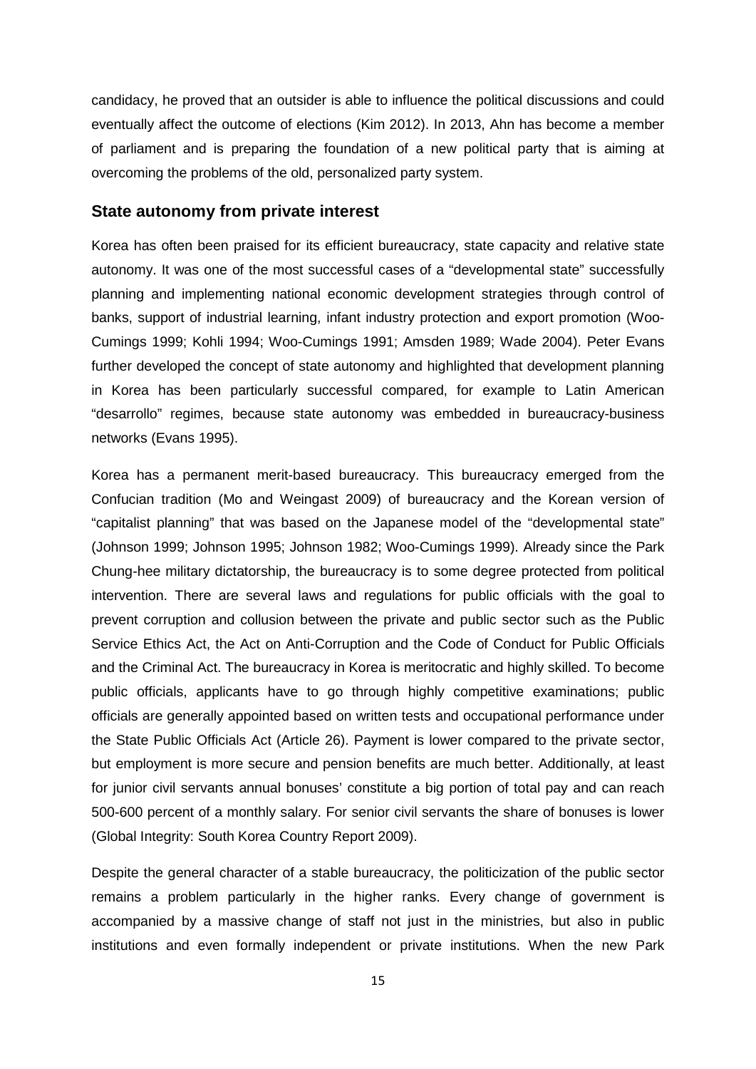candidacy, he proved that an outsider is able to influence the political discussions and could eventually affect the outcome of elections (Kim 2012). In 2013, Ahn has become a member of parliament and is preparing the foundation of a new political party that is aiming at overcoming the problems of the old, personalized party system.

## State autonomy from private interest

Korea has often been praised for its efficient bureaucracy, state capacity and relative state autonomy. It was one of the most successful cases of a "developmental state" successfully planning and implementing national economic development strategies through control of banks, support of industrial learning, infant industry protection and export promotion (Woo-Cumings 1999; Kohli 1994; Woo-Cumings 1991; Amsden 1989; Wade 2004). Peter Evans further developed the concept of state autonomy and highlighted that development planning in Korea has been particularly successful compared, for example to Latin American "desarrollo" regimes, because state autonomy was embedded in bureaucracy-business networks (Evans 1995).

Korea has a permanent merit-based bureaucracy. This bureaucracy emerged from the Confucian tradition (Mo and Weingast 2009) of bureaucracy and the Korean version of "capitalist planning" that was based on the Japanese model of the "developmental state" (Johnson 1999; Johnson 1995; Johnson 1982; Woo-Cumings 1999). Already since the Park Chung-hee military dictatorship, the bureaucracy is to some degree protected from political intervention. There are several laws and regulations for public officials with the goal to prevent corruption and collusion between the private and public sector such as the Public Service Ethics Act, the Act on Anti-Corruption and the Code of Conduct for Public Officials and the Criminal Act. The bureaucracy in Korea is meritocratic and highly skilled. To become public officials, applicants have to go through highly competitive examinations; public officials are generally appointed based on written tests and occupational performance under the State Public Officials Act (Article 26). Payment is lower compared to the private sector, but employment is more secure and pension benefits are much better. Additionally, at least for junior civil servants annual bonuses' constitute a big portion of total pay and can reach 500-600 percent of a monthly salary. For senior civil servants the share of bonuses is lower (Global Integrity: South Korea Country Report 2009).

Despite the general character of a stable bureaucracy, the politicization of the public sector remains a problem particularly in the higher ranks. Every change of government is accompanied by a massive change of staff not just in the ministries, but also in public institutions and even formally independent or private institutions. When the new Park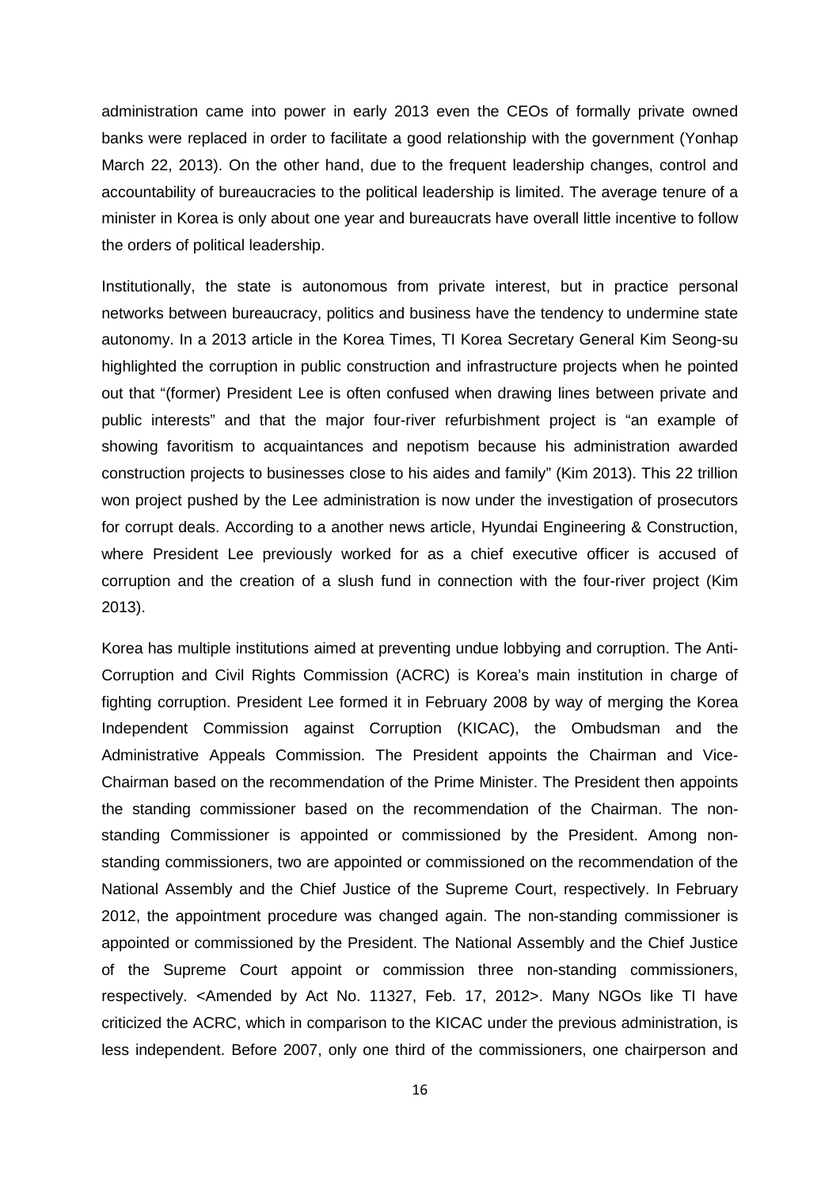administration came into power in early 2013 even the CEOs of formally private owned banks were replaced in order to facilitate a good relationship with the government (Yonhap March 22, 2013). On the other hand, due to the frequent leadership changes, control and accountability of bureaucracies to the political leadership is limited. The average tenure of a minister in Korea is only about one year and bureaucrats have overall little incentive to follow the orders of political leadership.

Institutionally, the state is autonomous from private interest, but in practice personal networks between bureaucracy, politics and business have the tendency to undermine state autonomy. In a 2013 article in the Korea Times, TI Korea Secretary General Kim Seong-su highlighted the corruption in public construction and infrastructure projects when he pointed out that "(former) President Lee is often confused when drawing lines between private and public interests" and that the major four-river refurbishment project is "an example of showing favoritism to acquaintances and nepotism because his administration awarded construction projects to businesses close to his aides and family" (Kim 2013). This 22 trillion won project pushed by the Lee administration is now under the investigation of prosecutors for corrupt deals. According to a another news article, Hyundai Engineering & Construction, where President Lee previously worked for as a chief executive officer is accused of corruption and the creation of a slush fund in connection with the four-river project (Kim 2013).

Korea has multiple institutions aimed at preventing undue lobbying and corruption. The Anti-Corruption and Civil Rights Commission (ACRC) is Korea's main institution in charge of fighting corruption. President Lee formed it in February 2008 by way of merging the Korea Independent Commission against Corruption (KICAC), the Ombudsman and the Administrative Appeals Commission. The President appoints the Chairman and Vice-Chairman based on the recommendation of the Prime Minister. The President then appoints the standing commissioner based on the recommendation of the Chairman. The non-standing Commissioner is appointed or commissioned by the President. Among non-standing commissioners, two are appointed or commissioned on the recommendation of the National Assembly and the Chief Justice of the Supreme Court, respectively. In February 2012, the appointment procedure was changed again. The non-standing commissioner is appointed or commissioned by the President. The National Assembly and the Chief Justice of the Supreme Court appoint or commission three non-standing commissioners, respectively. <Amended by Act No. 11327, Feb. 17, 2012>. Many NGOs like TI have criticized the ACRC, which in comparison to the KICAC under the previous administration, is less independent. Before 2007, only one third of the commissioners, one chairperson and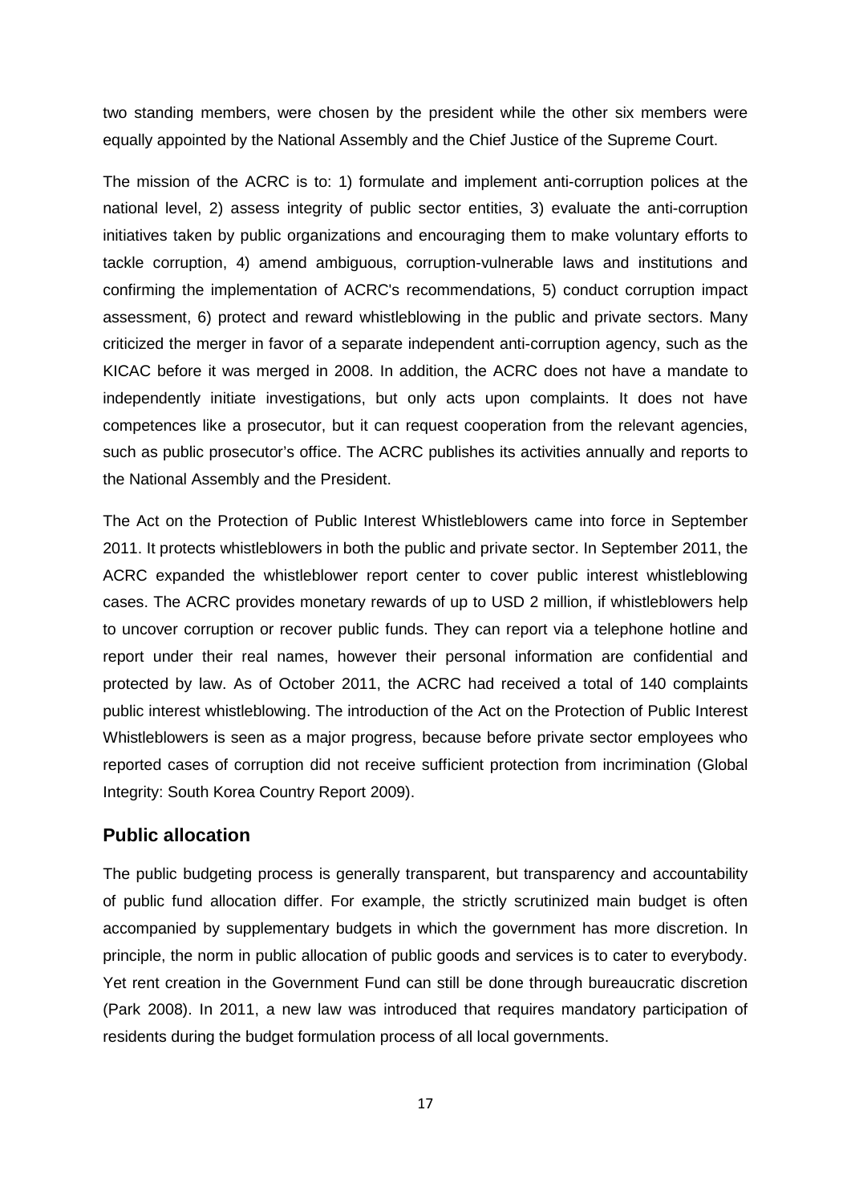two standing members, were chosen by the president while the other six members were equally appointed by the National Assembly and the Chief Justice of the Supreme Court.

The mission of the ACRC is to: 1) formulate and implement anti-corruption polices at the national level, 2) assess integrity of public sector entities, 3) evaluate the anti-corruption initiatives taken by public organizations and encouraging them to make voluntary efforts to tackle corruption, 4) amend ambiguous, corruption-vulnerable laws and institutions and confirming the implementation of ACRC's recommendations, 5) conduct corruption impact assessment, 6) protect and reward whistleblowing in the public and private sectors. Many criticized the merger in favor of a separate independent anti-corruption agency, such as the KICAC before it was merged in 2008. In addition, the ACRC does not have a mandate to independently initiate investigations, but only acts upon complaints. It does not have competences like a prosecutor, but it can request cooperation from the relevant agencies, such as public prosecutor's office. The ACRC publishes its activities annually and reports to the National Assembly and the President.

The Act on the Protection of Public Interest Whistleblowers came into force in September 2011. It protects whistleblowers in both the public and private sector. In September 2011, the ACRC expanded the whistleblower report center to cover public interest whistleblowing cases. The ACRC provides monetary rewards of up to USD 2 million, if whistleblowers help to uncover corruption or recover public funds. They can report via a telephone hotline and report under their real names, however their personal information are confidential and protected by law. As of October 2011, the ACRC had received a total of 140 complaints public interest whistleblowing. The introduction of the Act on the Protection of Public Interest Whistleblowers is seen as a major progress, because before private sector employees who reported cases of corruption did not receive sufficient protection from incrimination (Global Integrity: South Korea Country Report 2009).

## Public allocation

The public budgeting process is generally transparent, but transparency and accountability of public fund allocation differ. For example, the strictly scrutinized main budget is often accompanied by supplementary budgets in which the government has more discretion. In principle, the norm in public allocation of public goods and services is to cater to everybody. Yet rent creation in the Government Fund can still be done through bureaucratic discretion (Park 2008). In 2011, a new law was introduced that requires mandatory participation of residents during the budget formulation process of all local governments.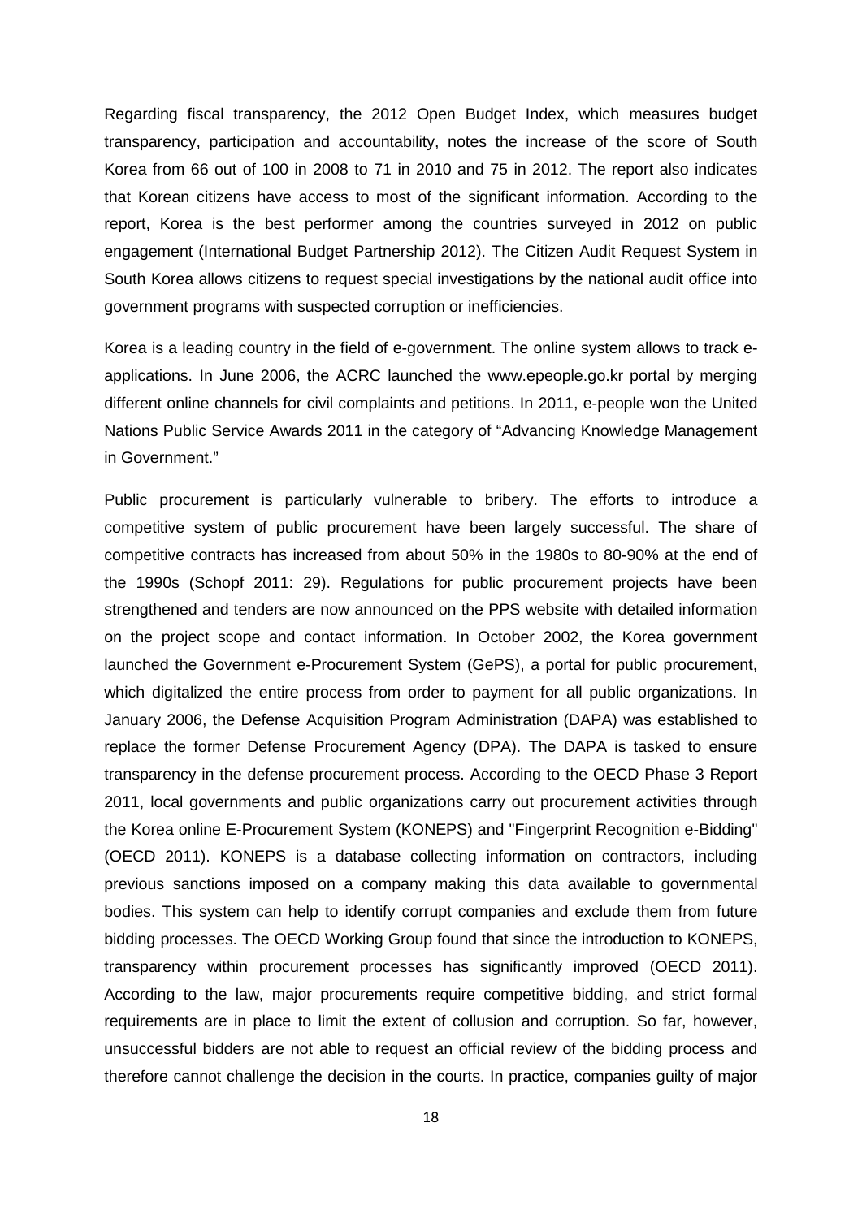Regarding fiscal transparency, the 2012 Open Budget Index, which measures budget transparency, participation and accountability, notes the increase of the score of South Korea from 66 out of 100 in 2008 to 71 in 2010 and 75 in 2012. The report also indicates that Korean citizens have access to most of the significant information. According to the report, Korea is the best performer among the countries surveyed in 2012 on public engagement (International Budget Partnership 2012). The Citizen Audit Request System in South Korea allows citizens to request special investigations by the national audit office into government programs with suspected corruption or inefficiencies.

Korea is a leading country in the field of e-government. The online system allows to track e-applications. In June 2006, the ACRC launched the www.epeople.go.kr portal by merging different online channels for civil complaints and petitions. In 2011, e-people won the United Nations Public Service Awards 2011 in the category of "Advancing Knowledge Management in Government."

Public procurement is particularly vulnerable to bribery. The efforts to introduce a competitive system of public procurement have been largely successful. The share of competitive contracts has increased from about 50% in the 1980s to 80-90% at the end of the 1990s (Schopf 2011: 29). Regulations for public procurement projects have been strengthened and tenders are now announced on the PPS website with detailed information on the project scope and contact information. In October 2002, the Korea government launched the Government e-Procurement System (GePS), a portal for public procurement, which digitalized the entire process from order to payment for all public organizations. In January 2006, the Defense Acquisition Program Administration (DAPA) was established to replace the former Defense Procurement Agency (DPA). The DAPA is tasked to ensure transparency in the defense procurement process. According to the OECD Phase 3 Report 2011, local governments and public organizations carry out procurement activities through the Korea online E-Procurement System (KONEPS) and "Fingerprint Recognition e-Bidding" (OECD 2011). KONEPS is a database collecting information on contractors, including previous sanctions imposed on a company making this data available to governmental bodies. This system can help to identify corrupt companies and exclude them from future bidding processes. The OECD Working Group found that since the introduction to KONEPS, transparency within procurement processes has significantly improved (OECD 2011). According to the law, major procurements require competitive bidding, and strict formal requirements are in place to limit the extent of collusion and corruption. So far, however, unsuccessful bidders are not able to request an official review of the bidding process and therefore cannot challenge the decision in the courts. In practice, companies guilty of major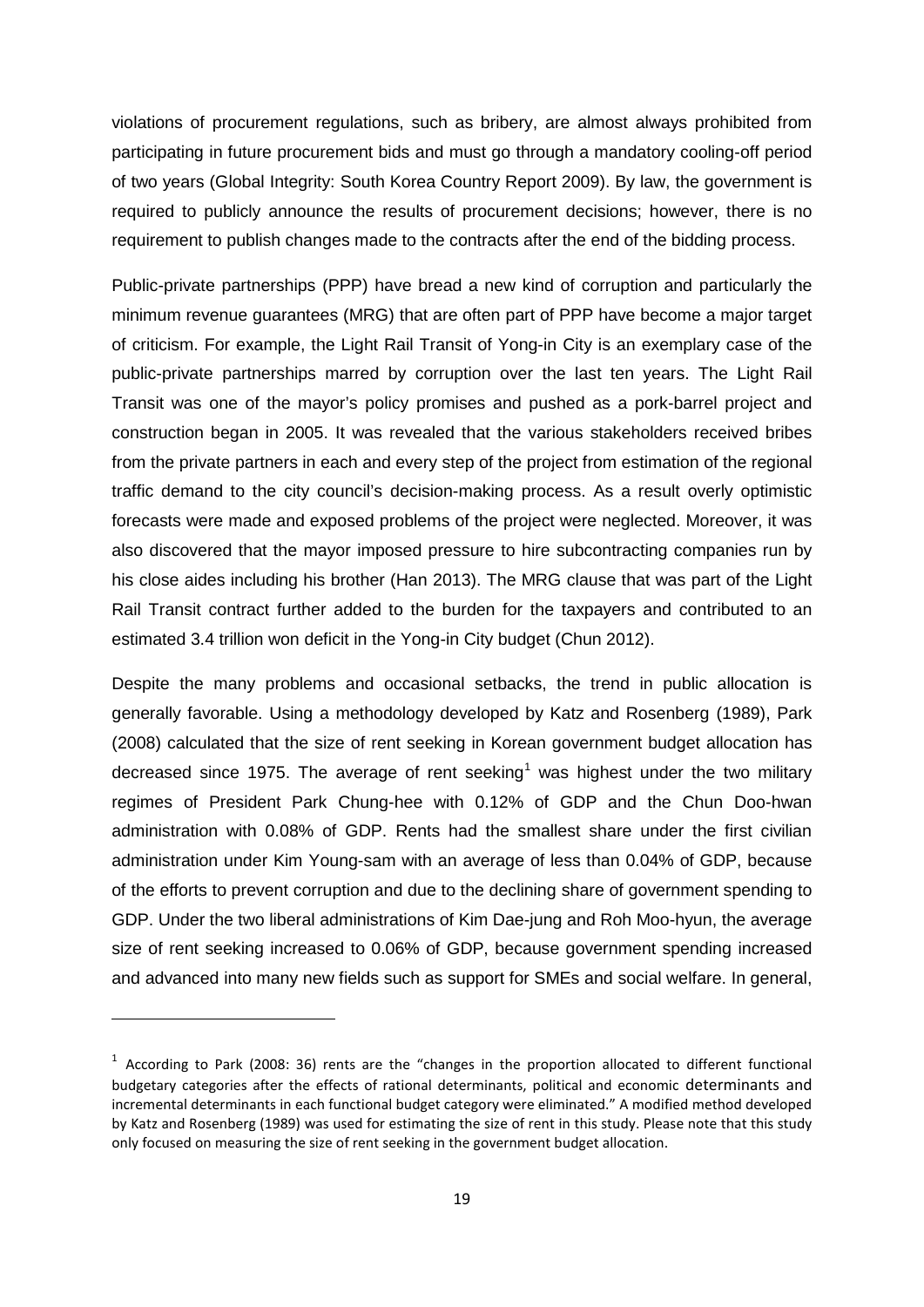violations of procurement regulations, such as bribery, are almost always prohibited from participating in future procurement bids and must go through a mandatory cooling-off period of two years (Global Integrity: South Korea Country Report 2009). By law, the government is required to publicly announce the results of procurement decisions; however, there is no requirement to publish changes made to the contracts after the end of the bidding process.

Public-private partnerships (PPP) have bread a new kind of corruption and particularly the minimum revenue guarantees (MRG) that are often part of PPP have become a major target of criticism. For example, the Light Rail Transit of Yong-in City is an exemplary case of the public-private partnerships marred by corruption over the last ten years. The Light Rail Transit was one of the mayor's policy promises and pushed as a pork-barrel project and construction began in 2005. It was revealed that the various stakeholders received bribes from the private partners in each and every step of the project from estimation of the regional traffic demand to the city council's decision-making process. As a result overly optimistic forecasts were made and exposed problems of the project were neglected. Moreover, it was also discovered that the mayor imposed pressure to hire subcontracting companies run by his close aides including his brother (Han 2013). The MRG clause that was part of the Light Rail Transit contract further added to the burden for the taxpayers and contributed to an estimated 3.4 trillion won deficit in the Yong-in City budget (Chun 2012).

Despite the many problems and occasional setbacks, the trend in public allocation is generally favorable. Using a methodology developed by Katz and Rosenberg (1989), Park (2008) calculated that the size of rent seeking in Korean government budget allocation has decreased since 1975. The average of rent seeking[1] was highest under the two military regimes of President Park Chung-hee with 0.12% of GDP and the Chun Doo-hwan administration with 0.08% of GDP. Rents had the smallest share under the first civilian administration under Kim Young-sam with an average of less than 0.04% of GDP, because of the efforts to prevent corruption and due to the declining share of government spending to GDP. Under the two liberal administrations of Kim Dae-jung and Roh Moo-hyun, the average size of rent seeking increased to 0.06% of GDP, because government spending increased and advanced into many new fields such as support for SMEs and social welfare. In general,

---

[1] According to Park (2008: 36) rents are the "changes in the proportion allocated to different functional budgetary categories after the effects of rational determinants, political and economic determinants and incremental determinants in each functional budget category were eliminated." A modified method developed by Katz and Rosenberg (1989) was used for estimating the size of rent in this study. Please note that this study only focused on measuring the size of rent seeking in the government budget allocation.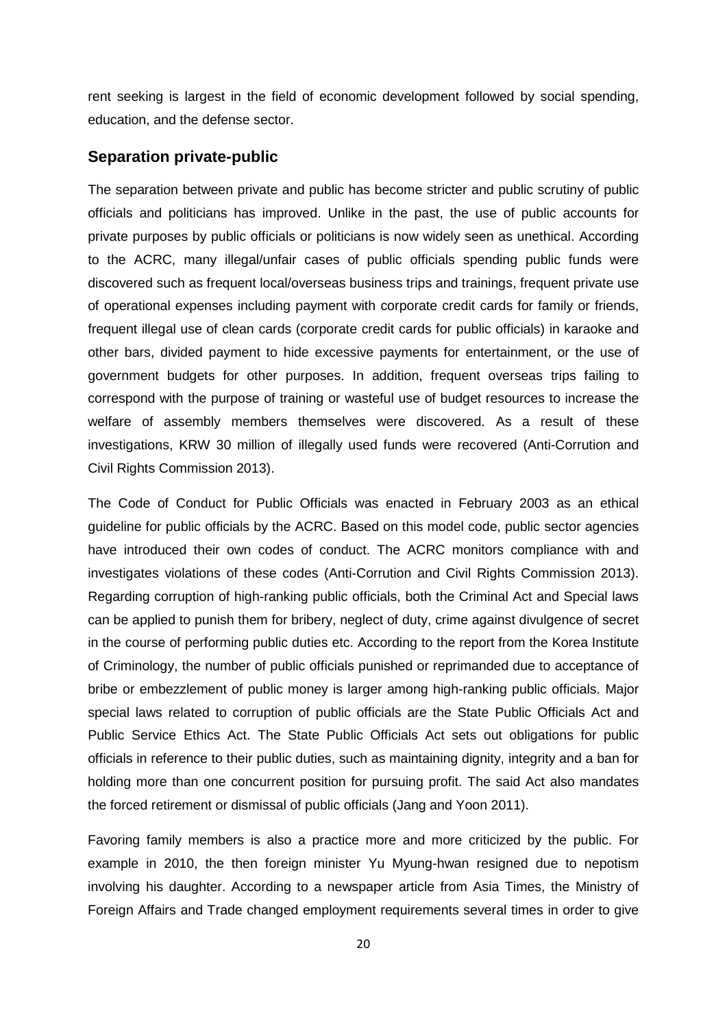rent seeking is largest in the field of economic development followed by social spending, education, and the defense sector.

## Separation private-public

The separation between private and public has become stricter and public scrutiny of public officials and politicians has improved. Unlike in the past, the use of public accounts for private purposes by public officials or politicians is now widely seen as unethical. According to the ACRC, many illegal/unfair cases of public officials spending public funds were discovered such as frequent local/overseas business trips and trainings, frequent private use of operational expenses including payment with corporate credit cards for family or friends, frequent illegal use of clean cards (corporate credit cards for public officials) in karaoke and other bars, divided payment to hide excessive payments for entertainment, or the use of government budgets for other purposes. In addition, frequent overseas trips failing to correspond with the purpose of training or wasteful use of budget resources to increase the welfare of assembly members themselves were discovered. As a result of these investigations, KRW 30 million of illegally used funds were recovered (Anti-Corrution and Civil Rights Commission 2013).

The Code of Conduct for Public Officials was enacted in February 2003 as an ethical guideline for public officials by the ACRC. Based on this model code, public sector agencies have introduced their own codes of conduct. The ACRC monitors compliance with and investigates violations of these codes (Anti-Corrution and Civil Rights Commission 2013). Regarding corruption of high-ranking public officials, both the Criminal Act and Special laws can be applied to punish them for bribery, neglect of duty, crime against divulgence of secret in the course of performing public duties etc. According to the report from the Korea Institute of Criminology, the number of public officials punished or reprimanded due to acceptance of bribe or embezzlement of public money is larger among high-ranking public officials. Major special laws related to corruption of public officials are the State Public Officials Act and Public Service Ethics Act. The State Public Officials Act sets out obligations for public officials in reference to their public duties, such as maintaining dignity, integrity and a ban for holding more than one concurrent position for pursuing profit. The said Act also mandates the forced retirement or dismissal of public officials (Jang and Yoon 2011).

Favoring family members is also a practice more and more criticized by the public. For example in 2010, the then foreign minister Yu Myung-hwan resigned due to nepotism involving his daughter. According to a newspaper article from Asia Times, the Ministry of Foreign Affairs and Trade changed employment requirements several times in order to give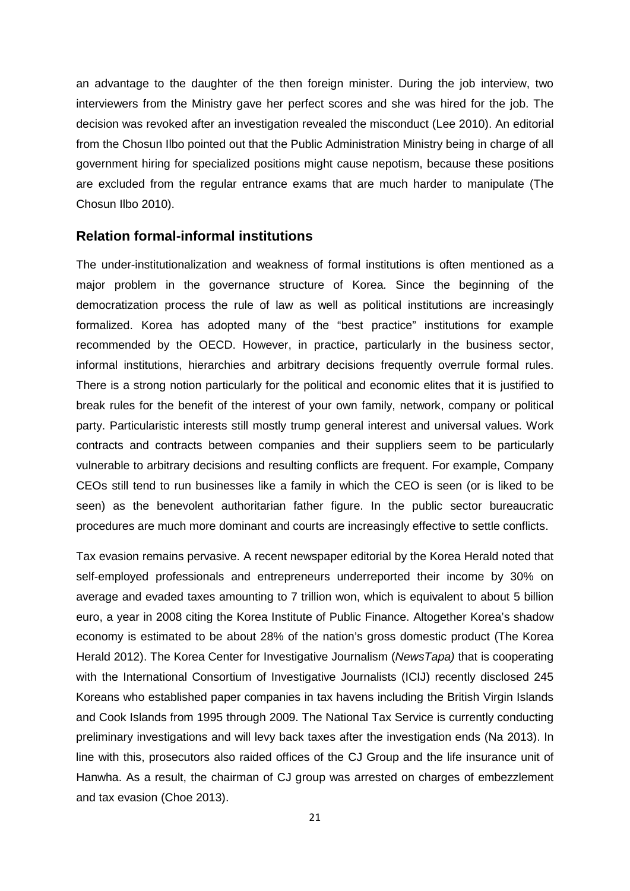an advantage to the daughter of the then foreign minister. During the job interview, two interviewers from the Ministry gave her perfect scores and she was hired for the job. The decision was revoked after an investigation revealed the misconduct (Lee 2010). An editorial from the Chosun Ilbo pointed out that the Public Administration Ministry being in charge of all government hiring for specialized positions might cause nepotism, because these positions are excluded from the regular entrance exams that are much harder to manipulate (The Chosun Ilbo 2010).

## Relation formal-informal institutions

The under-institutionalization and weakness of formal institutions is often mentioned as a major problem in the governance structure of Korea. Since the beginning of the democratization process the rule of law as well as political institutions are increasingly formalized. Korea has adopted many of the "best practice" institutions for example recommended by the OECD. However, in practice, particularly in the business sector, informal institutions, hierarchies and arbitrary decisions frequently overrule formal rules. There is a strong notion particularly for the political and economic elites that it is justified to break rules for the benefit of the interest of your own family, network, company or political party. Particularistic interests still mostly trump general interest and universal values. Work contracts and contracts between companies and their suppliers seem to be particularly vulnerable to arbitrary decisions and resulting conflicts are frequent. For example, Company CEOs still tend to run businesses like a family in which the CEO is seen (or is liked to be seen) as the benevolent authoritarian father figure. In the public sector bureaucratic procedures are much more dominant and courts are increasingly effective to settle conflicts.

Tax evasion remains pervasive. A recent newspaper editorial by the Korea Herald noted that self-employed professionals and entrepreneurs underreported their income by 30% on average and evaded taxes amounting to 7 trillion won, which is equivalent to about 5 billion euro, a year in 2008 citing the Korea Institute of Public Finance. Altogether Korea's shadow economy is estimated to be about 28% of the nation's gross domestic product (The Korea Herald 2012). The Korea Center for Investigative Journalism (*NewsTapa)* that is cooperating with the International Consortium of Investigative Journalists (ICIJ) recently disclosed 245 Koreans who established paper companies in tax havens including the British Virgin Islands and Cook Islands from 1995 through 2009. The National Tax Service is currently conducting preliminary investigations and will levy back taxes after the investigation ends (Na 2013). In line with this, prosecutors also raided offices of the CJ Group and the life insurance unit of Hanwha. As a result, the chairman of CJ group was arrested on charges of embezzlement and tax evasion (Choe 2013).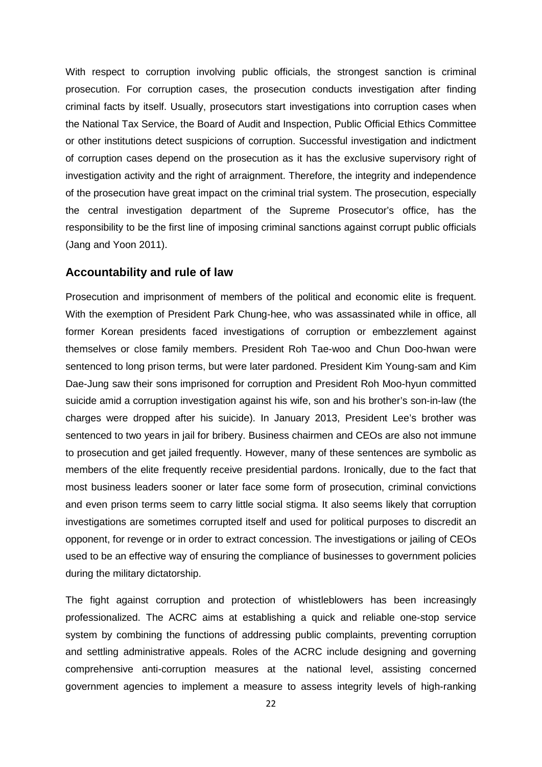With respect to corruption involving public officials, the strongest sanction is criminal prosecution. For corruption cases, the prosecution conducts investigation after finding criminal facts by itself. Usually, prosecutors start investigations into corruption cases when the National Tax Service, the Board of Audit and Inspection, Public Official Ethics Committee or other institutions detect suspicions of corruption. Successful investigation and indictment of corruption cases depend on the prosecution as it has the exclusive supervisory right of investigation activity and the right of arraignment. Therefore, the integrity and independence of the prosecution have great impact on the criminal trial system. The prosecution, especially the central investigation department of the Supreme Prosecutor's office, has the responsibility to be the first line of imposing criminal sanctions against corrupt public officials (Jang and Yoon 2011).

## Accountability and rule of law

Prosecution and imprisonment of members of the political and economic elite is frequent. With the exemption of President Park Chung-hee, who was assassinated while in office, all former Korean presidents faced investigations of corruption or embezzlement against themselves or close family members. President Roh Tae-woo and Chun Doo-hwan were sentenced to long prison terms, but were later pardoned. President Kim Young-sam and Kim Dae-Jung saw their sons imprisoned for corruption and President Roh Moo-hyun committed suicide amid a corruption investigation against his wife, son and his brother's son-in-law (the charges were dropped after his suicide). In January 2013, President Lee's brother was sentenced to two years in jail for bribery. Business chairmen and CEOs are also not immune to prosecution and get jailed frequently. However, many of these sentences are symbolic as members of the elite frequently receive presidential pardons. Ironically, due to the fact that most business leaders sooner or later face some form of prosecution, criminal convictions and even prison terms seem to carry little social stigma. It also seems likely that corruption investigations are sometimes corrupted itself and used for political purposes to discredit an opponent, for revenge or in order to extract concession. The investigations or jailing of CEOs used to be an effective way of ensuring the compliance of businesses to government policies during the military dictatorship.

The fight against corruption and protection of whistleblowers has been increasingly professionalized. The ACRC aims at establishing a quick and reliable one-stop service system by combining the functions of addressing public complaints, preventing corruption and settling administrative appeals. Roles of the ACRC include designing and governing comprehensive anti-corruption measures at the national level, assisting concerned government agencies to implement a measure to assess integrity levels of high-ranking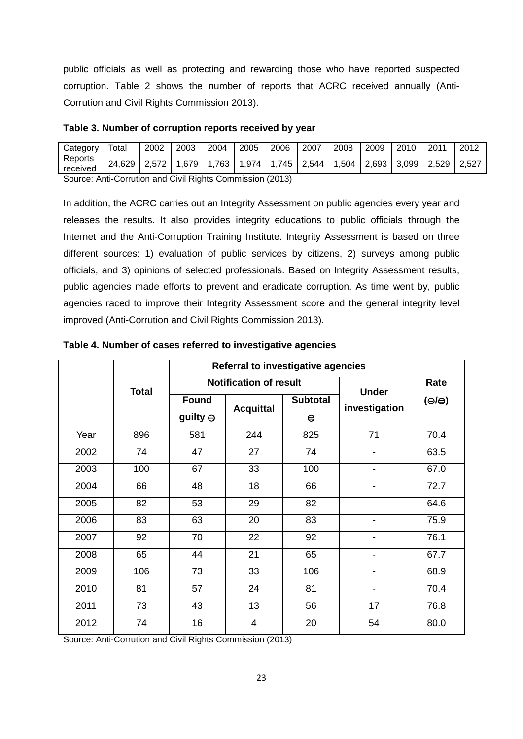public officials as well as protecting and rewarding those who have reported suspected corruption. Table 2 shows the number of reports that ACRC received annually (Anti-Corrution and Civil Rights Commission 2013).

**Table 3. Number of corruption reports received by year**

| Category | Total | 2002 | 2003 | 2004 | 2005 | 2006 | 2007 | 2008 | 2009 | 2010 | 2011 | 2012 |
|---|---|---|---|---|---|---|---|---|---|---|---|---|
| Reports received | 24,629 | 2,572 | 1,679 | 1,763 | 1,974 | 1,745 | 2,544 | 1,504 | 2,693 | 3,099 | 2,529 | 2,527 |

Source: Anti-Corrution and Civil Rights Commission (2013)

In addition, the ACRC carries out an Integrity Assessment on public agencies every year and releases the results. It also provides integrity educations to public officials through the Internet and the Anti-Corruption Training Institute. Integrity Assessment is based on three different sources: 1) evaluation of public services by citizens, 2) surveys among public officials, and 3) opinions of selected professionals. Based on Integrity Assessment results, public agencies made efforts to prevent and eradicate corruption. As time went by, public agencies raced to improve their Integrity Assessment score and the general integrity level improved (Anti-Corrution and Civil Rights Commission 2013).

**Table 4. Number of cases referred to investigative agencies**

| | Total | Referral to investigative agencies | | | | Rate (⊖/⊜) |
|---|---|---|---|---|---|---|
| | | Notification of result | | | Under investigation | |
| | | Found guilty ⊖ | Acquittal | Subtotal ⊜ | | |
| Year | 896 | 581 | 244 | 825 | 71 | 70.4 |
| 2002 | 74 | 47 | 27 | 74 | - | 63.5 |
| 2003 | 100 | 67 | 33 | 100 | - | 67.0 |
| 2004 | 66 | 48 | 18 | 66 | - | 72.7 |
| 2005 | 82 | 53 | 29 | 82 | - | 64.6 |
| 2006 | 83 | 63 | 20 | 83 | - | 75.9 |
| 2007 | 92 | 70 | 22 | 92 | - | 76.1 |
| 2008 | 65 | 44 | 21 | 65 | - | 67.7 |
| 2009 | 106 | 73 | 33 | 106 | - | 68.9 |
| 2010 | 81 | 57 | 24 | 81 | - | 70.4 |
| 2011 | 73 | 43 | 13 | 56 | 17 | 76.8 |
| 2012 | 74 | 16 | 4 | 20 | 54 | 80.0 |

Source: Anti-Corrution and Civil Rights Commission (2013)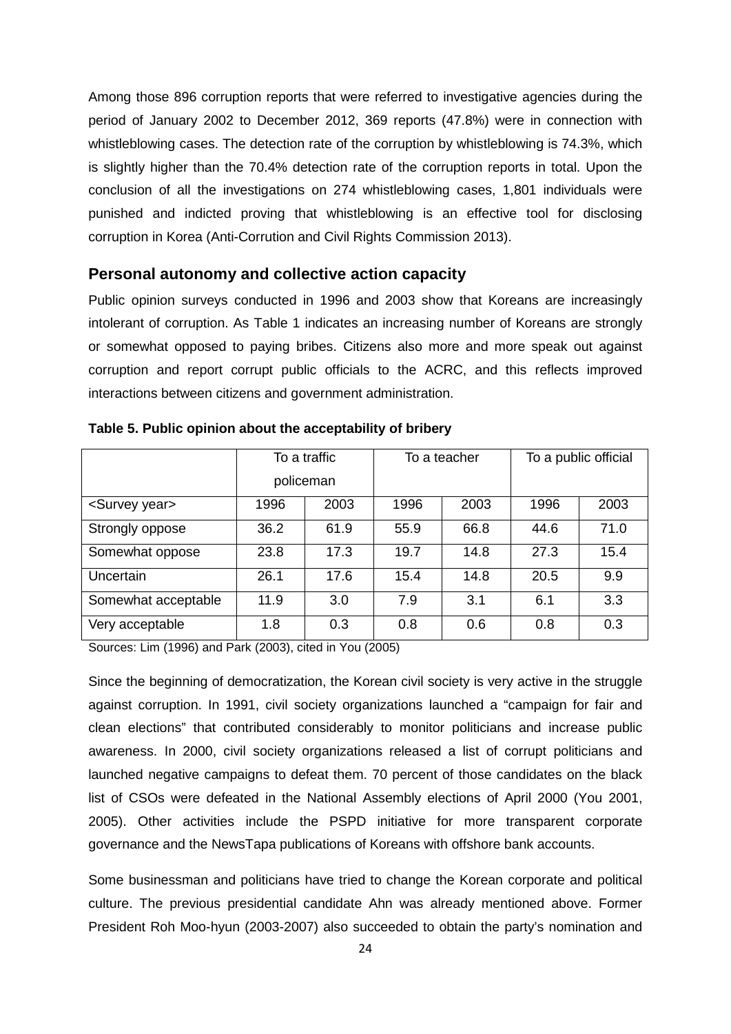Among those 896 corruption reports that were referred to investigative agencies during the period of January 2002 to December 2012, 369 reports (47.8%) were in connection with whistleblowing cases. The detection rate of the corruption by whistleblowing is 74.3%, which is slightly higher than the 70.4% detection rate of the corruption reports in total. Upon the conclusion of all the investigations on 274 whistleblowing cases, 1,801 individuals were punished and indicted proving that whistleblowing is an effective tool for disclosing corruption in Korea (Anti-Corrution and Civil Rights Commission 2013).

## Personal autonomy and collective action capacity

Public opinion surveys conducted in 1996 and 2003 show that Koreans are increasingly intolerant of corruption. As Table 1 indicates an increasing number of Koreans are strongly or somewhat opposed to paying bribes. Citizens also more and more speak out against corruption and report corrupt public officials to the ACRC, and this reflects improved interactions between citizens and government administration.

**Table 5. Public opinion about the acceptability of bribery**

| | To a traffic policeman | | To a teacher | | To a public official | |
|---|---|---|---|---|---|---|
| <Survey year> | 1996 | 2003 | 1996 | 2003 | 1996 | 2003 |
| Strongly oppose | 36.2 | 61.9 | 55.9 | 66.8 | 44.6 | 71.0 |
| Somewhat oppose | 23.8 | 17.3 | 19.7 | 14.8 | 27.3 | 15.4 |
| Uncertain | 26.1 | 17.6 | 15.4 | 14.8 | 20.5 | 9.9 |
| Somewhat acceptable | 11.9 | 3.0 | 7.9 | 3.1 | 6.1 | 3.3 |
| Very acceptable | 1.8 | 0.3 | 0.8 | 0.6 | 0.8 | 0.3 |

Sources: Lim (1996) and Park (2003), cited in You (2005)

Since the beginning of democratization, the Korean civil society is very active in the struggle against corruption. In 1991, civil society organizations launched a "campaign for fair and clean elections" that contributed considerably to monitor politicians and increase public awareness. In 2000, civil society organizations released a list of corrupt politicians and launched negative campaigns to defeat them. 70 percent of those candidates on the black list of CSOs were defeated in the National Assembly elections of April 2000 (You 2001, 2005). Other activities include the PSPD initiative for more transparent corporate governance and the NewsTapa publications of Koreans with offshore bank accounts.

Some businessman and politicians have tried to change the Korean corporate and political culture. The previous presidential candidate Ahn was already mentioned above. Former President Roh Moo-hyun (2003-2007) also succeeded to obtain the party's nomination and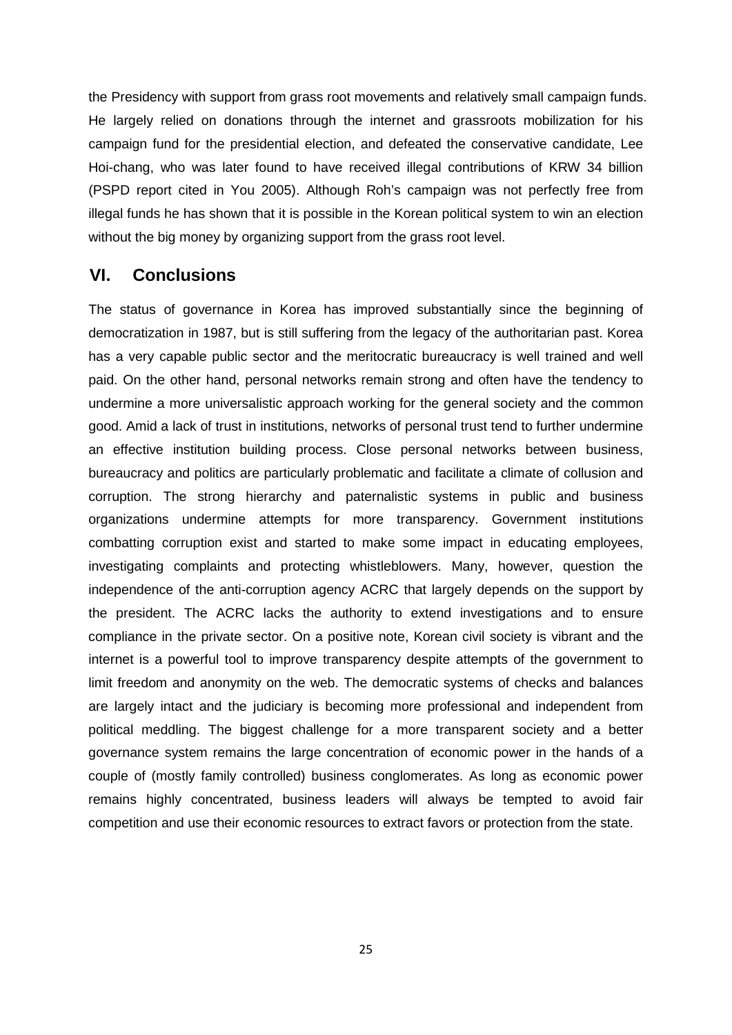the Presidency with support from grass root movements and relatively small campaign funds. He largely relied on donations through the internet and grassroots mobilization for his campaign fund for the presidential election, and defeated the conservative candidate, Lee Hoi-chang, who was later found to have received illegal contributions of KRW 34 billion (PSPD report cited in You 2005). Although Roh's campaign was not perfectly free from illegal funds he has shown that it is possible in the Korean political system to win an election without the big money by organizing support from the grass root level.

## VI. Conclusions

The status of governance in Korea has improved substantially since the beginning of democratization in 1987, but is still suffering from the legacy of the authoritarian past. Korea has a very capable public sector and the meritocratic bureaucracy is well trained and well paid. On the other hand, personal networks remain strong and often have the tendency to undermine a more universalistic approach working for the general society and the common good. Amid a lack of trust in institutions, networks of personal trust tend to further undermine an effective institution building process. Close personal networks between business, bureaucracy and politics are particularly problematic and facilitate a climate of collusion and corruption. The strong hierarchy and paternalistic systems in public and business organizations undermine attempts for more transparency. Government institutions combatting corruption exist and started to make some impact in educating employees, investigating complaints and protecting whistleblowers. Many, however, question the independence of the anti-corruption agency ACRC that largely depends on the support by the president. The ACRC lacks the authority to extend investigations and to ensure compliance in the private sector. On a positive note, Korean civil society is vibrant and the internet is a powerful tool to improve transparency despite attempts of the government to limit freedom and anonymity on the web. The democratic systems of checks and balances are largely intact and the judiciary is becoming more professional and independent from political meddling. The biggest challenge for a more transparent society and a better governance system remains the large concentration of economic power in the hands of a couple of (mostly family controlled) business conglomerates. As long as economic power remains highly concentrated, business leaders will always be tempted to avoid fair competition and use their economic resources to extract favors or protection from the state.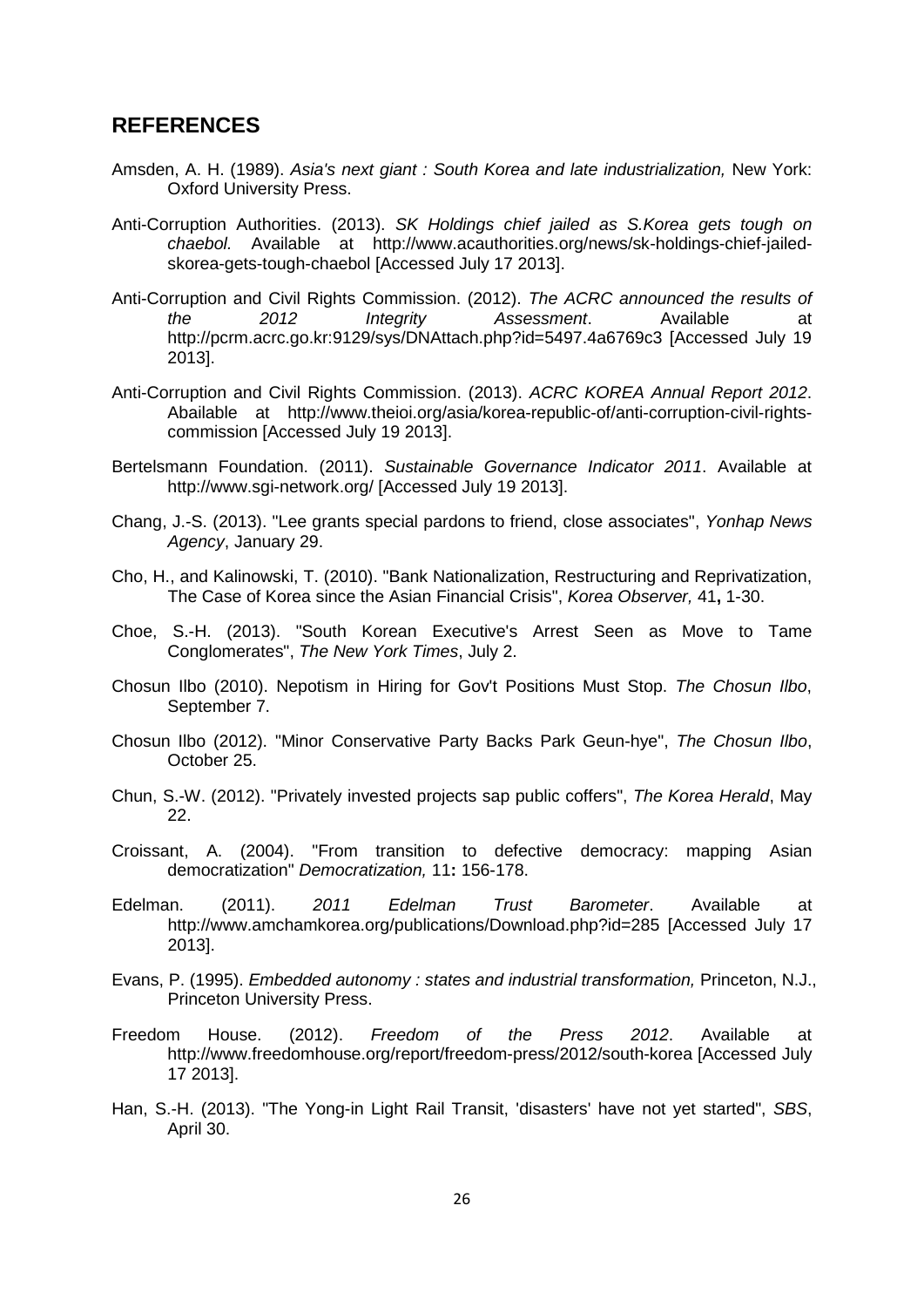## REFERENCES

Amsden, A. H. (1989). *Asia's next giant : South Korea and late industrialization,* New York: Oxford University Press.

Anti-Corruption Authorities. (2013). *SK Holdings chief jailed as S.Korea gets tough on chaebol.* Available at http://www.acauthorities.org/news/sk-holdings-chief-jailed-skorea-gets-tough-chaebol [Accessed July 17 2013].

Anti-Corruption and Civil Rights Commission. (2012). *The ACRC announced the results of the 2012 Integrity Assessment*. Available at http://pcrm.acrc.go.kr:9129/sys/DNAttach.php?id=5497.4a6769c3 [Accessed July 19 2013].

Anti-Corruption and Civil Rights Commission. (2013). *ACRC KOREA Annual Report 2012*. Abailable at http://www.theioi.org/asia/korea-republic-of/anti-corruption-civil-rights-commission [Accessed July 19 2013].

Bertelsmann Foundation. (2011). *Sustainable Governance Indicator 2011*. Available at http://www.sgi-network.org/ [Accessed July 19 2013].

Chang, J.-S. (2013). "Lee grants special pardons to friend, close associates", *Yonhap News Agency*, January 29.

Cho, H., and Kalinowski, T. (2010). "Bank Nationalization, Restructuring and Reprivatization, The Case of Korea since the Asian Financial Crisis", *Korea Observer,* 41**,** 1-30.

Choe, S.-H. (2013). "South Korean Executive's Arrest Seen as Move to Tame Conglomerates", *The New York Times*, July 2.

Chosun Ilbo (2010). Nepotism in Hiring for Gov't Positions Must Stop. *The Chosun Ilbo*, September 7.

Chosun Ilbo (2012). "Minor Conservative Party Backs Park Geun-hye", *The Chosun Ilbo*, October 25.

Chun, S.-W. (2012). "Privately invested projects sap public coffers", *The Korea Herald*, May 22.

Croissant, A. (2004). "From transition to defective democracy: mapping Asian democratization" *Democratization,* 11**:** 156-178.

Edelman. (2011). *2011 Edelman Trust Barometer*. Available at http://www.amchamkorea.org/publications/Download.php?id=285 [Accessed July 17 2013].

Evans, P. (1995). *Embedded autonomy : states and industrial transformation,* Princeton, N.J., Princeton University Press.

Freedom House. (2012). *Freedom of the Press 2012*. Available at http://www.freedomhouse.org/report/freedom-press/2012/south-korea [Accessed July 17 2013].

Han, S.-H. (2013). "The Yong-in Light Rail Transit, 'disasters' have not yet started", *SBS*, April 30.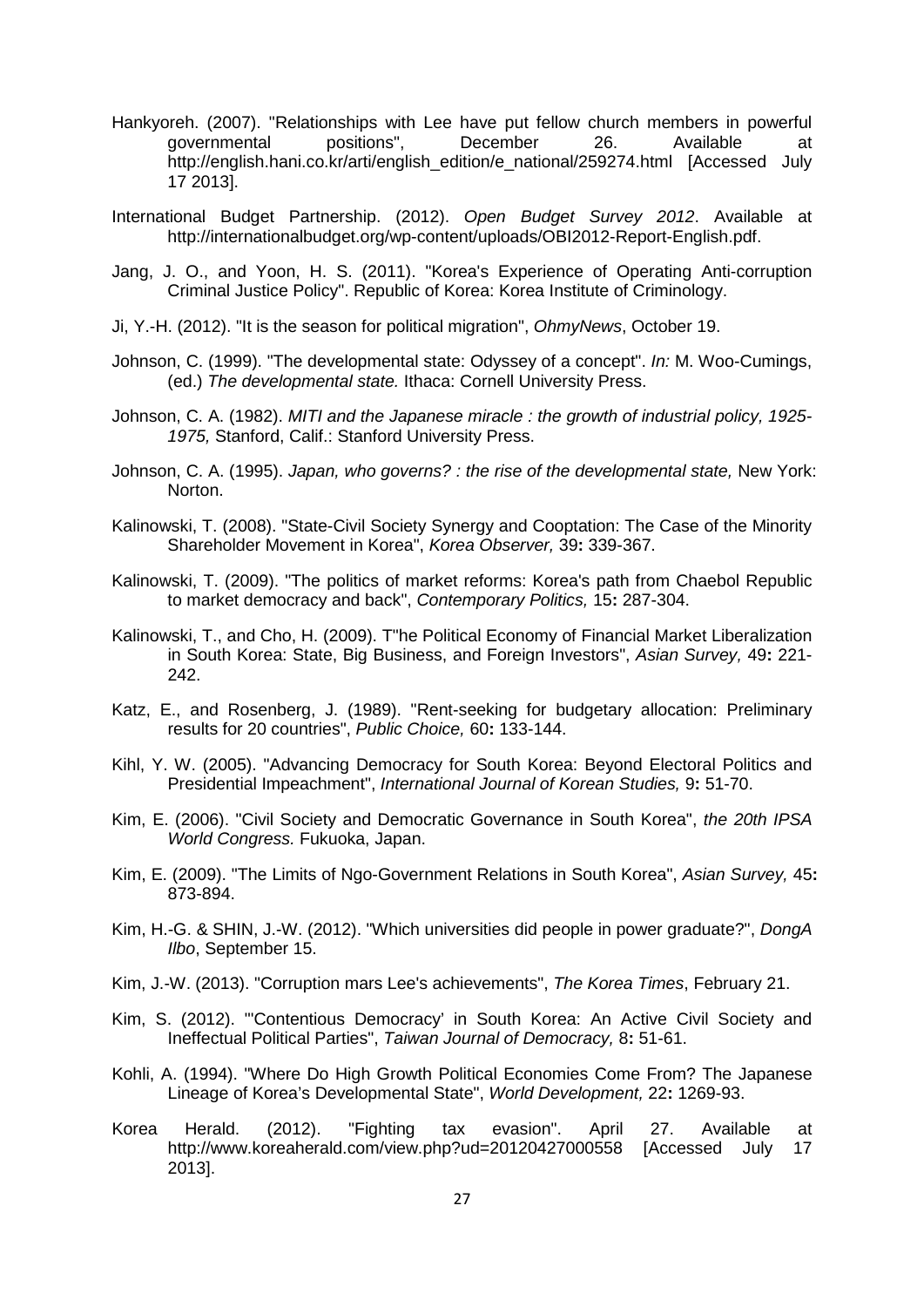Hankyoreh. (2007). "Relationships with Lee have put fellow church members in powerful governmental positions", December 26. Available at http://english.hani.co.kr/arti/english_edition/e_national/259274.html [Accessed July 17 2013].

International Budget Partnership. (2012). *Open Budget Survey 2012*. Available at http://internationalbudget.org/wp-content/uploads/OBI2012-Report-English.pdf.

Jang, J. O., and Yoon, H. S. (2011). "Korea's Experience of Operating Anti-corruption Criminal Justice Policy". Republic of Korea: Korea Institute of Criminology.

Ji, Y.-H. (2012). "It is the season for political migration", *OhmyNews*, October 19.

Johnson, C. (1999). "The developmental state: Odyssey of a concept". *In:* M. Woo-Cumings, (ed.) *The developmental state.* Ithaca: Cornell University Press.

Johnson, C. A. (1982). *MITI and the Japanese miracle : the growth of industrial policy, 1925-1975,* Stanford, Calif.: Stanford University Press.

Johnson, C. A. (1995). *Japan, who governs? : the rise of the developmental state,* New York: Norton.

Kalinowski, T. (2008). "State-Civil Society Synergy and Cooptation: The Case of the Minority Shareholder Movement in Korea", *Korea Observer,* 39**:** 339-367.

Kalinowski, T. (2009). "The politics of market reforms: Korea's path from Chaebol Republic to market democracy and back", *Contemporary Politics,* 15**:** 287-304.

Kalinowski, T., and Cho, H. (2009). T"he Political Economy of Financial Market Liberalization in South Korea: State, Big Business, and Foreign Investors", *Asian Survey,* 49**:** 221-242.

Katz, E., and Rosenberg, J. (1989). "Rent-seeking for budgetary allocation: Preliminary results for 20 countries", *Public Choice,* 60**:** 133-144.

Kihl, Y. W. (2005). "Advancing Democracy for South Korea: Beyond Electoral Politics and Presidential Impeachment", *International Journal of Korean Studies,* 9**:** 51-70.

Kim, E. (2006). "Civil Society and Democratic Governance in South Korea", *the 20th IPSA World Congress.* Fukuoka, Japan.

Kim, E. (2009). "The Limits of Ngo-Government Relations in South Korea", *Asian Survey,* 45**:** 873-894.

Kim, H.-G. & SHIN, J.-W. (2012). "Which universities did people in power graduate?", *DongA Ilbo*, September 15.

Kim, J.-W. (2013). "Corruption mars Lee's achievements", *The Korea Times*, February 21.

Kim, S. (2012). "'Contentious Democracy' in South Korea: An Active Civil Society and Ineffectual Political Parties", *Taiwan Journal of Democracy,* 8**:** 51-61.

Kohli, A. (1994). "Where Do High Growth Political Economies Come From? The Japanese Lineage of Korea's Developmental State", *World Development,* 22**:** 1269-93.

Korea Herald. (2012). "Fighting tax evasion". April 27. Available at http://www.koreaherald.com/view.php?ud=20120427000558 [Accessed July 17 2013].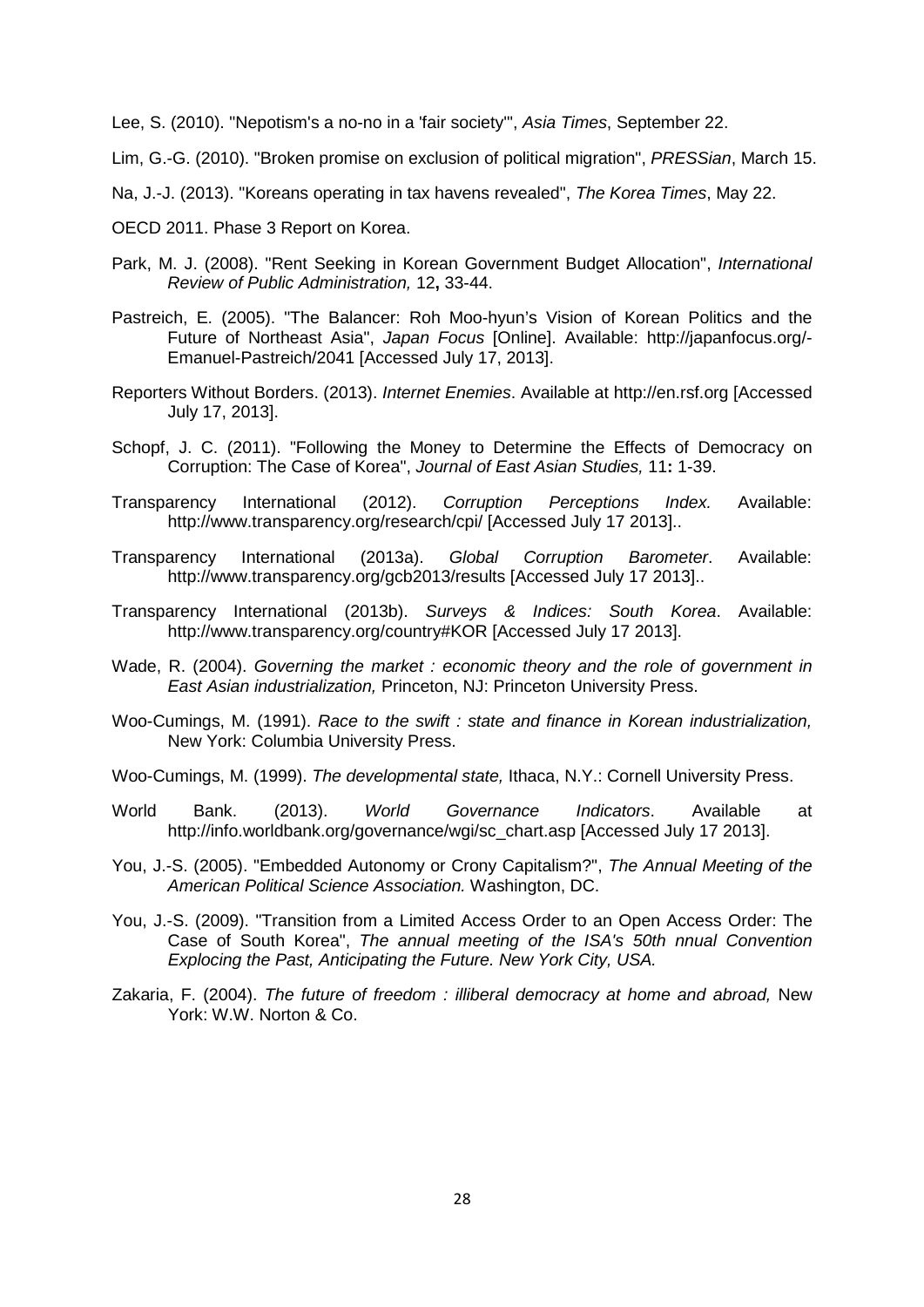Lee, S. (2010). "Nepotism's a no-no in a 'fair society'", *Asia Times*, September 22.

Lim, G.-G. (2010). "Broken promise on exclusion of political migration", *PRESSian*, March 15.

Na, J.-J. (2013). "Koreans operating in tax havens revealed", *The Korea Times*, May 22.

OECD 2011. Phase 3 Report on Korea.

Park, M. J. (2008). "Rent Seeking in Korean Government Budget Allocation", *International Review of Public Administration,* 12**,** 33-44.

Pastreich, E. (2005). "The Balancer: Roh Moo-hyun's Vision of Korean Politics and the Future of Northeast Asia", *Japan Focus* [Online]. Available: http://japanfocus.org/-Emanuel-Pastreich/2041 [Accessed July 17, 2013].

Reporters Without Borders. (2013). *Internet Enemies*. Available at http://en.rsf.org [Accessed July 17, 2013].

Schopf, J. C. (2011). "Following the Money to Determine the Effects of Democracy on Corruption: The Case of Korea", *Journal of East Asian Studies,* 11**:** 1-39.

Transparency International (2012). *Corruption Perceptions Index.* Available: http://www.transparency.org/research/cpi/ [Accessed July 17 2013]..

Transparency International (2013a). *Global Corruption Barometer*. Available: http://www.transparency.org/gcb2013/results [Accessed July 17 2013]..

Transparency International (2013b). *Surveys & Indices: South Korea*. Available: http://www.transparency.org/country#KOR [Accessed July 17 2013].

Wade, R. (2004). *Governing the market : economic theory and the role of government in East Asian industrialization,* Princeton, NJ: Princeton University Press.

Woo-Cumings, M. (1991). *Race to the swift : state and finance in Korean industrialization,* New York: Columbia University Press.

Woo-Cumings, M. (1999). *The developmental state,* Ithaca, N.Y.: Cornell University Press.

World Bank. (2013). *World Governance Indicators*. Available at http://info.worldbank.org/governance/wgi/sc_chart.asp [Accessed July 17 2013].

You, J.-S. (2005). "Embedded Autonomy or Crony Capitalism?", *The Annual Meeting of the American Political Science Association.* Washington, DC.

You, J.-S. (2009). "Transition from a Limited Access Order to an Open Access Order: The Case of South Korea", *The annual meeting of the ISA's 50th nnual Convention Explocing the Past, Anticipating the Future. New York City, USA.*

Zakaria, F. (2004). *The future of freedom : illiberal democracy at home and abroad,* New York: W.W. Norton & Co.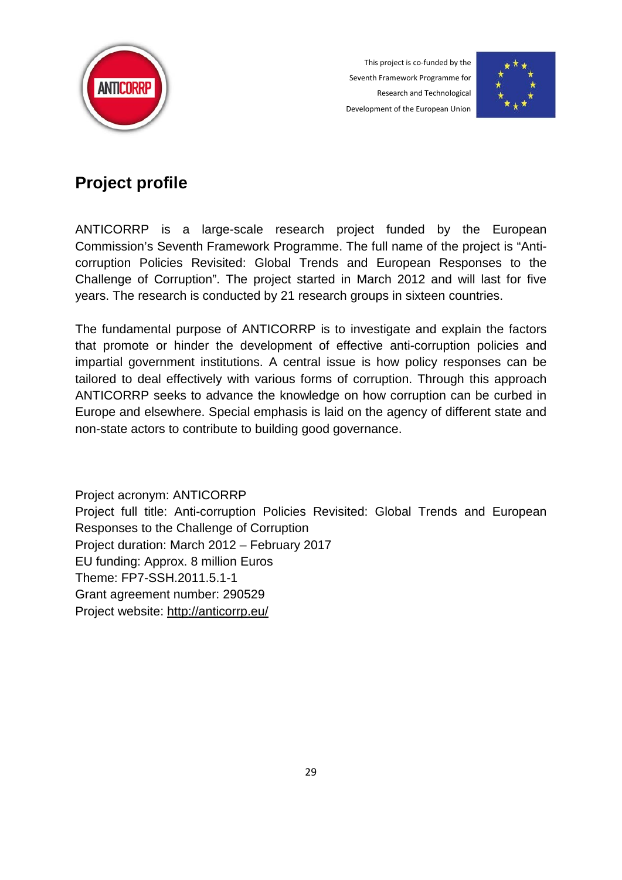This project is co-funded by the Seventh Framework Programme for Research and Technological Development of the European Union

## Project profile

ANTICORRP is a large-scale research project funded by the European Commission's Seventh Framework Programme. The full name of the project is "Anti-corruption Policies Revisited: Global Trends and European Responses to the Challenge of Corruption". The project started in March 2012 and will last for five years. The research is conducted by 21 research groups in sixteen countries.

The fundamental purpose of ANTICORRP is to investigate and explain the factors that promote or hinder the development of effective anti-corruption policies and impartial government institutions. A central issue is how policy responses can be tailored to deal effectively with various forms of corruption. Through this approach ANTICORRP seeks to advance the knowledge on how corruption can be curbed in Europe and elsewhere. Special emphasis is laid on the agency of different state and non-state actors to contribute to building good governance.

Project acronym: ANTICORRP
Project full title: Anti-corruption Policies Revisited: Global Trends and European Responses to the Challenge of Corruption
Project duration: March 2012 – February 2017
EU funding: Approx. 8 million Euros
Theme: FP7-SSH.2011.5.1-1
Grant agreement number: 290529
Project website: http://anticorrp.eu/